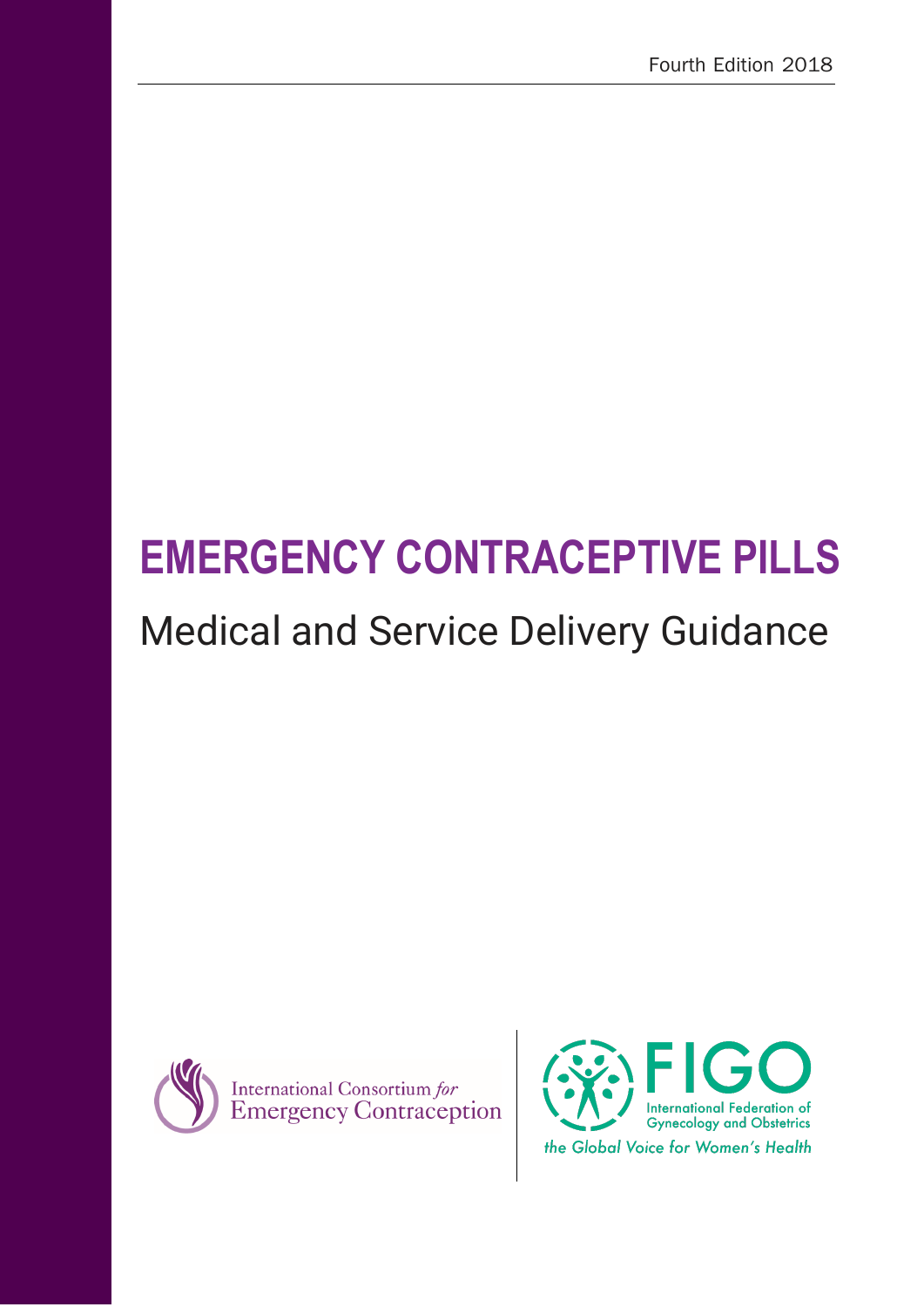Fourth Edition 2018

# EMERGENCY CONTRACEPTIVE PILLS

## Medical and Service Delivery Guidance

International Consortium *for* Emergency Contraception

FIGO
International Federation of Gynecology and Obstetrics
*the Global Voice for Women's Health*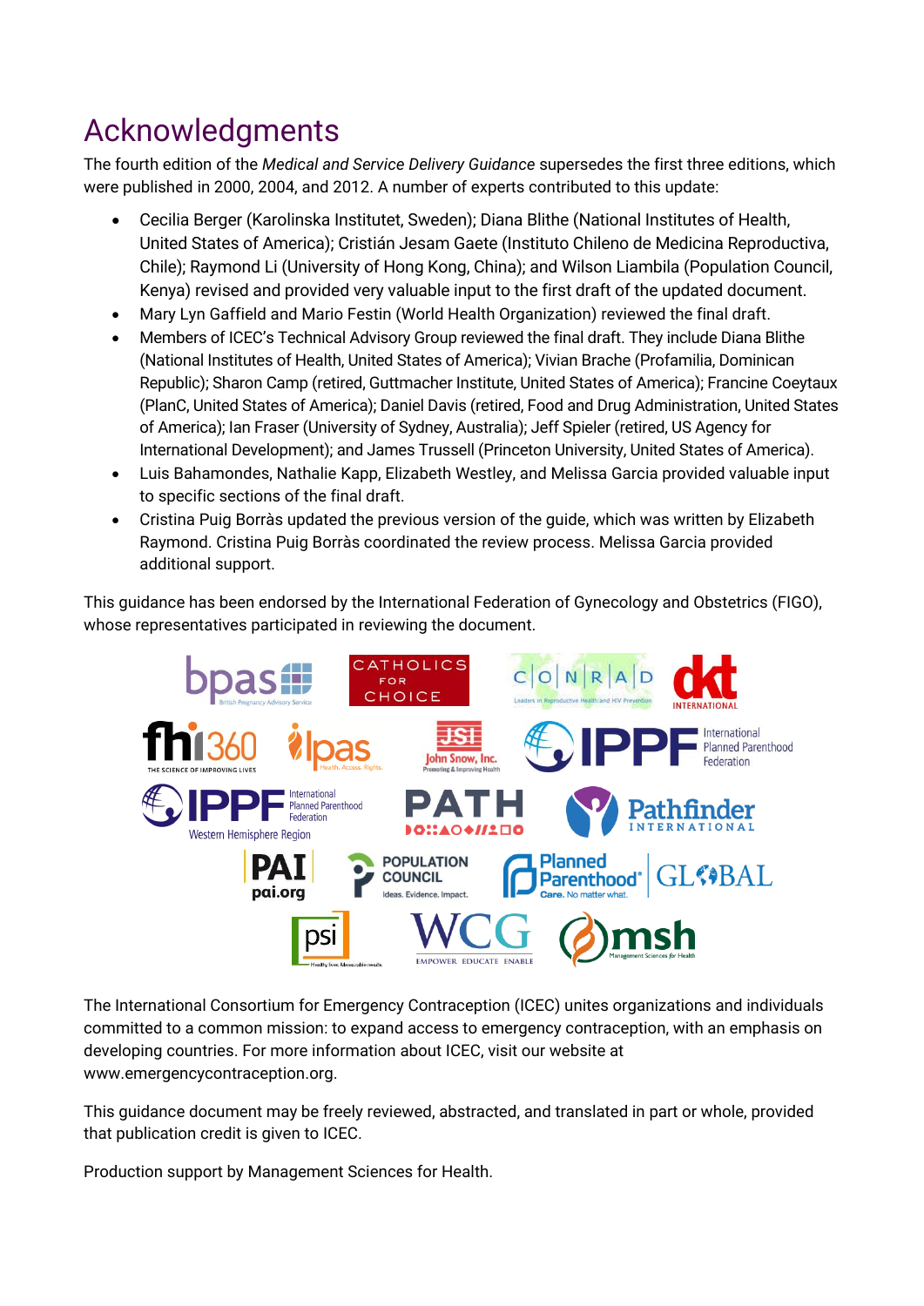# Acknowledgments

The fourth edition of the *Medical and Service Delivery Guidance* supersedes the first three editions, which were published in 2000, 2004, and 2012. A number of experts contributed to this update:

- Cecilia Berger (Karolinska Institutet, Sweden); Diana Blithe (National Institutes of Health, United States of America); Cristián Jesam Gaete (Instituto Chileno de Medicina Reproductiva, Chile); Raymond Li (University of Hong Kong, China); and Wilson Liambila (Population Council, Kenya) revised and provided very valuable input to the first draft of the updated document.
- Mary Lyn Gaffield and Mario Festin (World Health Organization) reviewed the final draft.
- Members of ICEC's Technical Advisory Group reviewed the final draft. They include Diana Blithe (National Institutes of Health, United States of America); Vivian Brache (Profamilia, Dominican Republic); Sharon Camp (retired, Guttmacher Institute, United States of America); Francine Coeytaux (PlanC, United States of America); Daniel Davis (retired, Food and Drug Administration, United States of America); Ian Fraser (University of Sydney, Australia); Jeff Spieler (retired, US Agency for International Development); and James Trussell (Princeton University, United States of America).
- Luis Bahamondes, Nathalie Kapp, Elizabeth Westley, and Melissa Garcia provided valuable input to specific sections of the final draft.
- Cristina Puig Borràs updated the previous version of the guide, which was written by Elizabeth Raymond. Cristina Puig Borràs coordinated the review process. Melissa Garcia provided additional support.

This guidance has been endorsed by the International Federation of Gynecology and Obstetrics (FIGO), whose representatives participated in reviewing the document.

The International Consortium for Emergency Contraception (ICEC) unites organizations and individuals committed to a common mission: to expand access to emergency contraception, with an emphasis on developing countries. For more information about ICEC, visit our website at www.emergencycontraception.org.

This guidance document may be freely reviewed, abstracted, and translated in part or whole, provided that publication credit is given to ICEC.

Production support by Management Sciences for Health.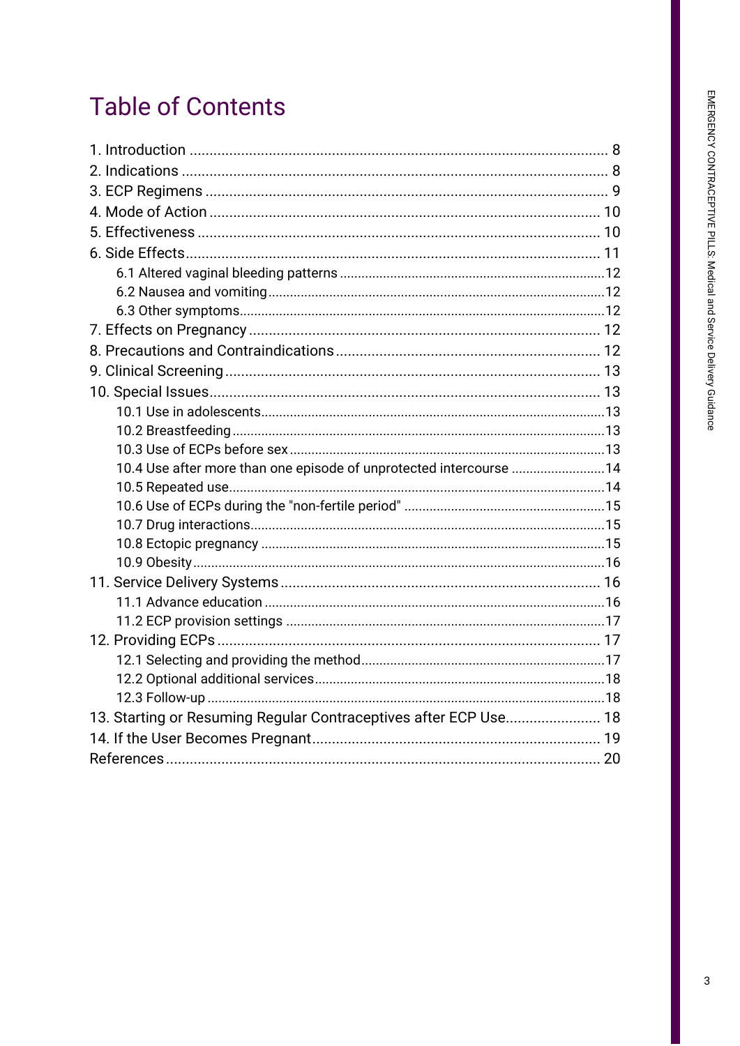# Table of Contents

1. Introduction ........................................................................................................ 8
2. Indications .......................................................................................................... 8
3. ECP Regimens ..................................................................................................... 9
4. Mode of Action .................................................................................................. 10
5. Effectiveness ..................................................................................................... 10
6. Side Effects........................................................................................................ 11
    - 6.1 Altered vaginal bleeding patterns ........................................................................12
    - 6.2 Nausea and vomiting............................................................................................12
    - 6.3 Other symptoms....................................................................................................12
7. Effects on Pregnancy ........................................................................................ 12
8. Precautions and Contraindications ................................................................... 12
9. Clinical Screening .............................................................................................. 13
10. Special Issues.................................................................................................. 13
    - 10.1 Use in adolescents..............................................................................................13
    - 10.2 Breastfeeding ......................................................................................................13
    - 10.3 Use of ECPs before sex ......................................................................................13
    - 10.4 Use after more than one episode of unprotected intercourse ..........................14
    - 10.5 Repeated use.......................................................................................................14
    - 10.6 Use of ECPs during the "non-fertile period" .......................................................15
    - 10.7 Drug interactions.................................................................................................15
    - 10.8 Ectopic pregnancy ..............................................................................................15
    - 10.9 Obesity.................................................................................................................16
11. Service Delivery Systems ................................................................................ 16
    - 11.1 Advance education .............................................................................................16
    - 11.2 ECP provision settings .......................................................................................17
12. Providing ECPs ................................................................................................ 17
    - 12.1 Selecting and providing the method...................................................................17
    - 12.2 Optional additional services................................................................................18
    - 12.3 Follow-up .............................................................................................................18
13. Starting or Resuming Regular Contraceptives after ECP Use........................ 18
14. If the User Becomes Pregnant......................................................................... 19

References ............................................................................................................. 20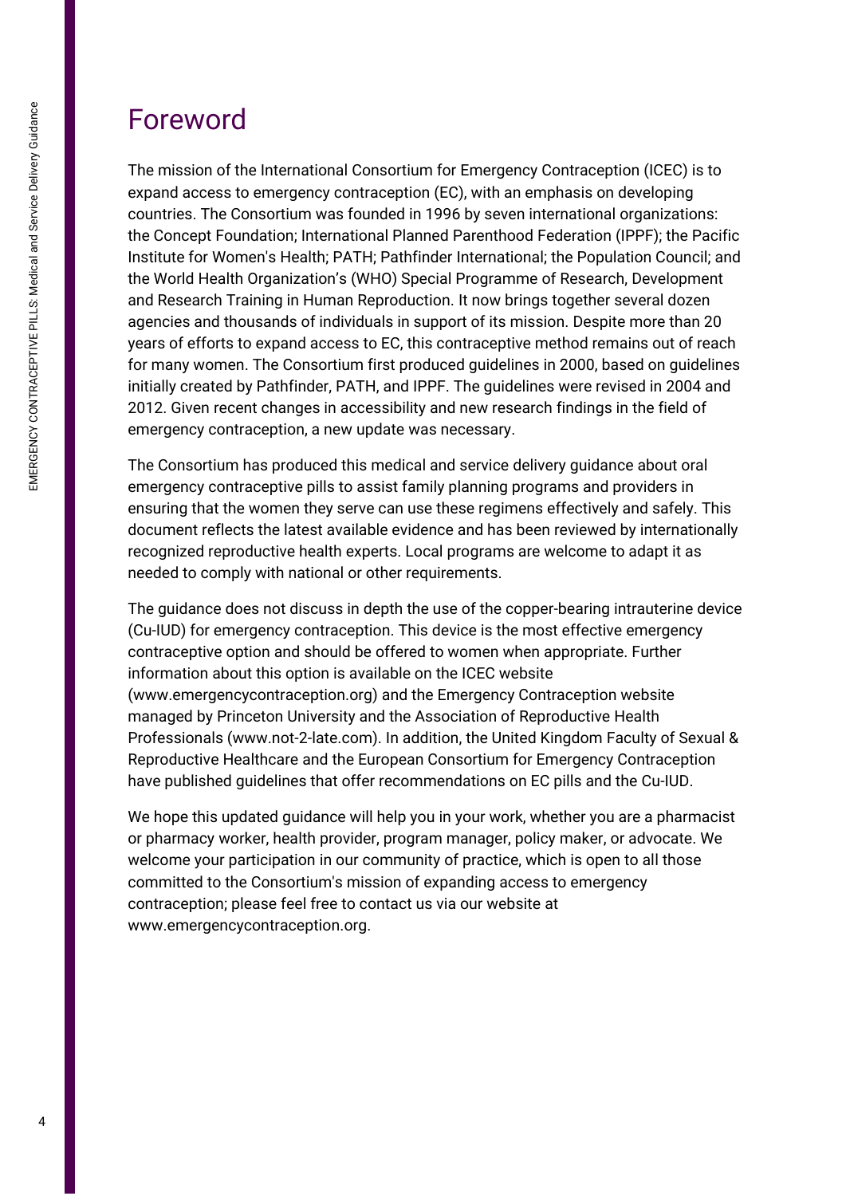# Foreword

The mission of the International Consortium for Emergency Contraception (ICEC) is to expand access to emergency contraception (EC), with an emphasis on developing countries. The Consortium was founded in 1996 by seven international organizations: the Concept Foundation; International Planned Parenthood Federation (IPPF); the Pacific Institute for Women's Health; PATH; Pathfinder International; the Population Council; and the World Health Organization's (WHO) Special Programme of Research, Development and Research Training in Human Reproduction. It now brings together several dozen agencies and thousands of individuals in support of its mission. Despite more than 20 years of efforts to expand access to EC, this contraceptive method remains out of reach for many women. The Consortium first produced guidelines in 2000, based on guidelines initially created by Pathfinder, PATH, and IPPF. The guidelines were revised in 2004 and 2012. Given recent changes in accessibility and new research findings in the field of emergency contraception, a new update was necessary.

The Consortium has produced this medical and service delivery guidance about oral emergency contraceptive pills to assist family planning programs and providers in ensuring that the women they serve can use these regimens effectively and safely. This document reflects the latest available evidence and has been reviewed by internationally recognized reproductive health experts. Local programs are welcome to adapt it as needed to comply with national or other requirements.

The guidance does not discuss in depth the use of the copper-bearing intrauterine device (Cu-IUD) for emergency contraception. This device is the most effective emergency contraceptive option and should be offered to women when appropriate. Further information about this option is available on the ICEC website (www.emergencycontraception.org) and the Emergency Contraception website managed by Princeton University and the Association of Reproductive Health Professionals (www.not-2-late.com). In addition, the United Kingdom Faculty of Sexual & Reproductive Healthcare and the European Consortium for Emergency Contraception have published guidelines that offer recommendations on EC pills and the Cu-IUD.

We hope this updated guidance will help you in your work, whether you are a pharmacist or pharmacy worker, health provider, program manager, policy maker, or advocate. We welcome your participation in our community of practice, which is open to all those committed to the Consortium's mission of expanding access to emergency contraception; please feel free to contact us via our website at www.emergencycontraception.org.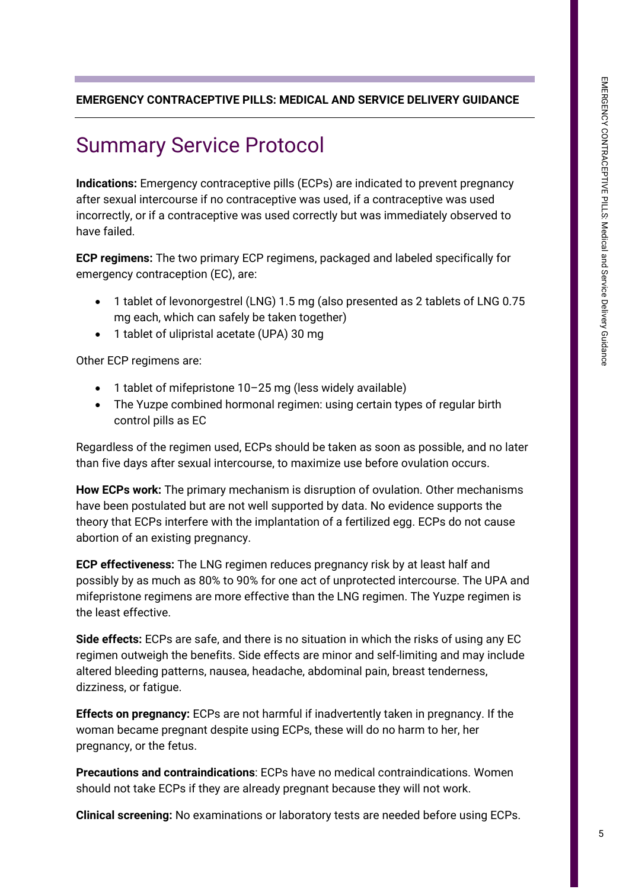# Summary Service Protocol

**Indications:** Emergency contraceptive pills (ECPs) are indicated to prevent pregnancy after sexual intercourse if no contraceptive was used, if a contraceptive was used incorrectly, or if a contraceptive was used correctly but was immediately observed to have failed.

**ECP regimens:** The two primary ECP regimens, packaged and labeled specifically for emergency contraception (EC), are:

- 1 tablet of levonorgestrel (LNG) 1.5 mg (also presented as 2 tablets of LNG 0.75 mg each, which can safely be taken together)
- 1 tablet of ulipristal acetate (UPA) 30 mg

Other ECP regimens are:

- 1 tablet of mifepristone 10–25 mg (less widely available)
- The Yuzpe combined hormonal regimen: using certain types of regular birth control pills as EC

Regardless of the regimen used, ECPs should be taken as soon as possible, and no later than five days after sexual intercourse, to maximize use before ovulation occurs.

**How ECPs work:** The primary mechanism is disruption of ovulation. Other mechanisms have been postulated but are not well supported by data. No evidence supports the theory that ECPs interfere with the implantation of a fertilized egg. ECPs do not cause abortion of an existing pregnancy.

**ECP effectiveness:** The LNG regimen reduces pregnancy risk by at least half and possibly by as much as 80% to 90% for one act of unprotected intercourse. The UPA and mifepristone regimens are more effective than the LNG regimen. The Yuzpe regimen is the least effective.

**Side effects:** ECPs are safe, and there is no situation in which the risks of using any EC regimen outweigh the benefits. Side effects are minor and self-limiting and may include altered bleeding patterns, nausea, headache, abdominal pain, breast tenderness, dizziness, or fatigue.

**Effects on pregnancy:** ECPs are not harmful if inadvertently taken in pregnancy. If the woman became pregnant despite using ECPs, these will do no harm to her, her pregnancy, or the fetus.

**Precautions and contraindications**: ECPs have no medical contraindications. Women should not take ECPs if they are already pregnant because they will not work.

**Clinical screening:** No examinations or laboratory tests are needed before using ECPs.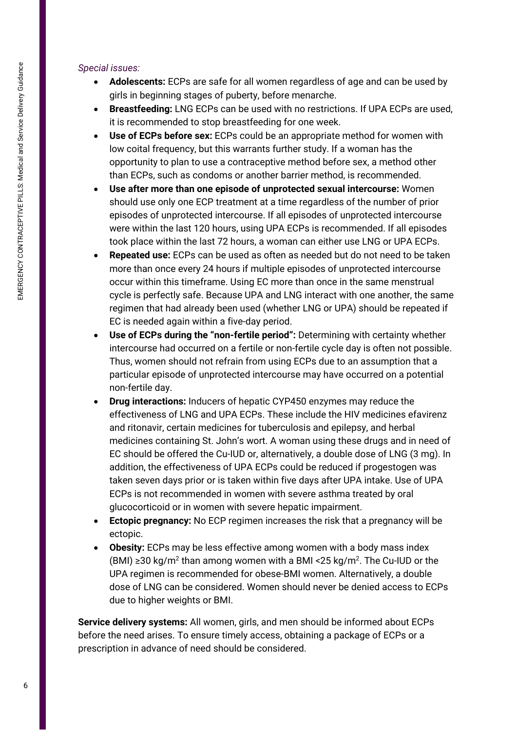*Special issues:*

- **Adolescents:** ECPs are safe for all women regardless of age and can be used by girls in beginning stages of puberty, before menarche.
- **Breastfeeding:** LNG ECPs can be used with no restrictions. If UPA ECPs are used, it is recommended to stop breastfeeding for one week.
- **Use of ECPs before sex:** ECPs could be an appropriate method for women with low coital frequency, but this warrants further study. If a woman has the opportunity to plan to use a contraceptive method before sex, a method other than ECPs, such as condoms or another barrier method, is recommended.
- **Use after more than one episode of unprotected sexual intercourse:** Women should use only one ECP treatment at a time regardless of the number of prior episodes of unprotected intercourse. If all episodes of unprotected intercourse were within the last 120 hours, using UPA ECPs is recommended. If all episodes took place within the last 72 hours, a woman can either use LNG or UPA ECPs.
- **Repeated use:** ECPs can be used as often as needed but do not need to be taken more than once every 24 hours if multiple episodes of unprotected intercourse occur within this timeframe. Using EC more than once in the same menstrual cycle is perfectly safe. Because UPA and LNG interact with one another, the same regimen that had already been used (whether LNG or UPA) should be repeated if EC is needed again within a five-day period.
- **Use of ECPs during the "non-fertile period":** Determining with certainty whether intercourse had occurred on a fertile or non-fertile cycle day is often not possible. Thus, women should not refrain from using ECPs due to an assumption that a particular episode of unprotected intercourse may have occurred on a potential non-fertile day.
- **Drug interactions:** Inducers of hepatic CYP450 enzymes may reduce the effectiveness of LNG and UPA ECPs. These include the HIV medicines efavirenz and ritonavir, certain medicines for tuberculosis and epilepsy, and herbal medicines containing St. John's wort. A woman using these drugs and in need of EC should be offered the Cu-IUD or, alternatively, a double dose of LNG (3 mg). In addition, the effectiveness of UPA ECPs could be reduced if progestogen was taken seven days prior or is taken within five days after UPA intake. Use of UPA ECPs is not recommended in women with severe asthma treated by oral glucocorticoid or in women with severe hepatic impairment.
- **Ectopic pregnancy:** No ECP regimen increases the risk that a pregnancy will be ectopic.
- **Obesity:** ECPs may be less effective among women with a body mass index (BMI) ≥30 kg/m$^2$ than among women with a BMI <25 kg/m$^2$. The Cu-IUD or the UPA regimen is recommended for obese-BMI women. Alternatively, a double dose of LNG can be considered. Women should never be denied access to ECPs due to higher weights or BMI.

**Service delivery systems:** All women, girls, and men should be informed about ECPs before the need arises. To ensure timely access, obtaining a package of ECPs or a prescription in advance of need should be considered.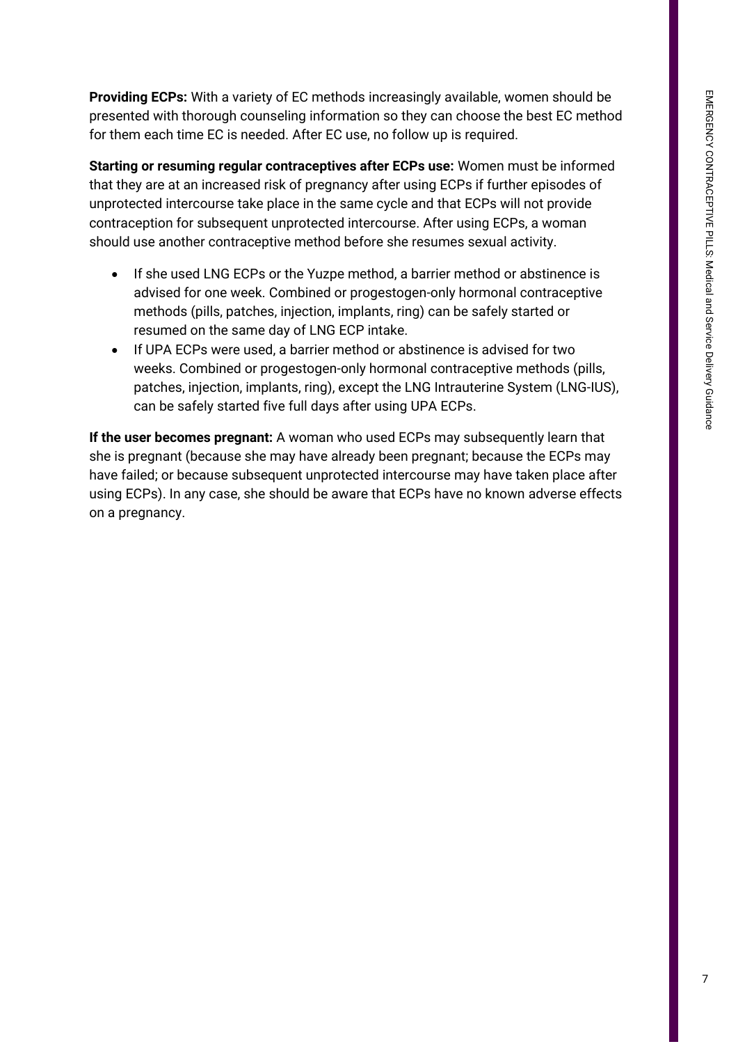**Providing ECPs:** With a variety of EC methods increasingly available, women should be presented with thorough counseling information so they can choose the best EC method for them each time EC is needed. After EC use, no follow up is required.

**Starting or resuming regular contraceptives after ECPs use:** Women must be informed that they are at an increased risk of pregnancy after using ECPs if further episodes of unprotected intercourse take place in the same cycle and that ECPs will not provide contraception for subsequent unprotected intercourse. After using ECPs, a woman should use another contraceptive method before she resumes sexual activity.

- If she used LNG ECPs or the Yuzpe method, a barrier method or abstinence is advised for one week. Combined or progestogen-only hormonal contraceptive methods (pills, patches, injection, implants, ring) can be safely started or resumed on the same day of LNG ECP intake.
- If UPA ECPs were used, a barrier method or abstinence is advised for two weeks. Combined or progestogen-only hormonal contraceptive methods (pills, patches, injection, implants, ring), except the LNG Intrauterine System (LNG-IUS), can be safely started five full days after using UPA ECPs.

**If the user becomes pregnant:** A woman who used ECPs may subsequently learn that she is pregnant (because she may have already been pregnant; because the ECPs may have failed; or because subsequent unprotected intercourse may have taken place after using ECPs). In any case, she should be aware that ECPs have no known adverse effects on a pregnancy.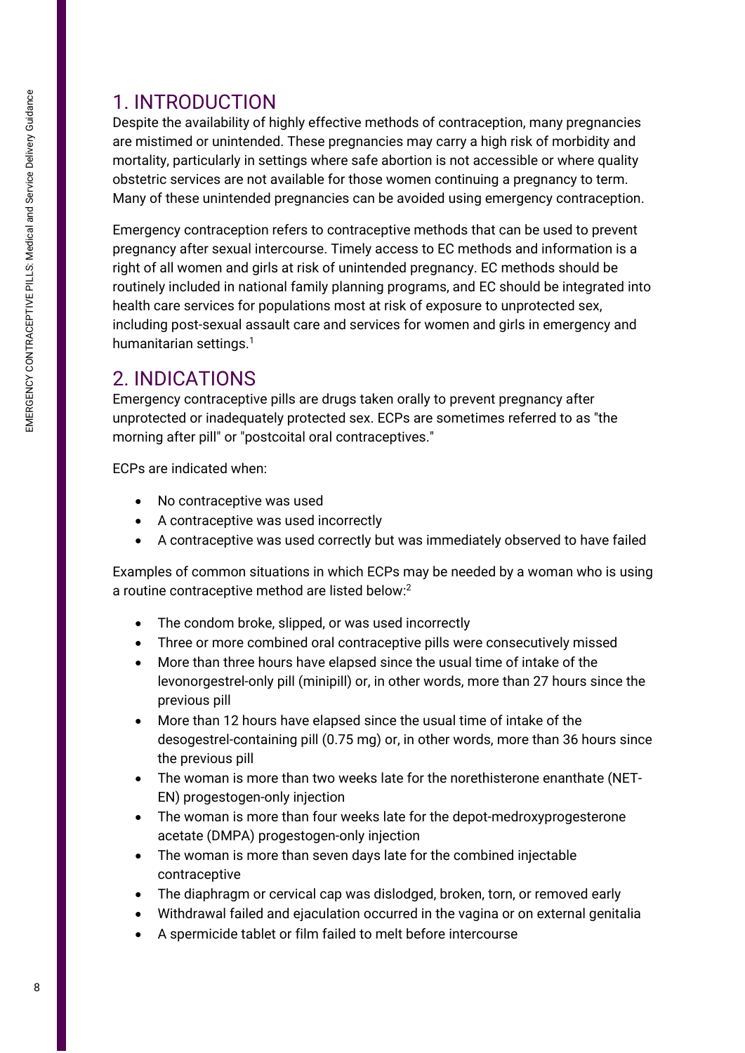## 1. INTRODUCTION

Despite the availability of highly effective methods of contraception, many pregnancies are mistimed or unintended. These pregnancies may carry a high risk of morbidity and mortality, particularly in settings where safe abortion is not accessible or where quality obstetric services are not available for those women continuing a pregnancy to term. Many of these unintended pregnancies can be avoided using emergency contraception.

Emergency contraception refers to contraceptive methods that can be used to prevent pregnancy after sexual intercourse. Timely access to EC methods and information is a right of all women and girls at risk of unintended pregnancy. EC methods should be routinely included in national family planning programs, and EC should be integrated into health care services for populations most at risk of exposure to unprotected sex, including post-sexual assault care and services for women and girls in emergency and humanitarian settings.[1]

## 2. INDICATIONS

Emergency contraceptive pills are drugs taken orally to prevent pregnancy after unprotected or inadequately protected sex. ECPs are sometimes referred to as "the morning after pill" or "postcoital oral contraceptives."

ECPs are indicated when:

- No contraceptive was used
- A contraceptive was used incorrectly
- A contraceptive was used correctly but was immediately observed to have failed

Examples of common situations in which ECPs may be needed by a woman who is using a routine contraceptive method are listed below:[2]

- The condom broke, slipped, or was used incorrectly
- Three or more combined oral contraceptive pills were consecutively missed
- More than three hours have elapsed since the usual time of intake of the levonorgestrel-only pill (minipill) or, in other words, more than 27 hours since the previous pill
- More than 12 hours have elapsed since the usual time of intake of the desogestrel-containing pill (0.75 mg) or, in other words, more than 36 hours since the previous pill
- The woman is more than two weeks late for the norethisterone enanthate (NET-EN) progestogen-only injection
- The woman is more than four weeks late for the depot-medroxyprogesterone acetate (DMPA) progestogen-only injection
- The woman is more than seven days late for the combined injectable contraceptive
- The diaphragm or cervical cap was dislodged, broken, torn, or removed early
- Withdrawal failed and ejaculation occurred in the vagina or on external genitalia
- A spermicide tablet or film failed to melt before intercourse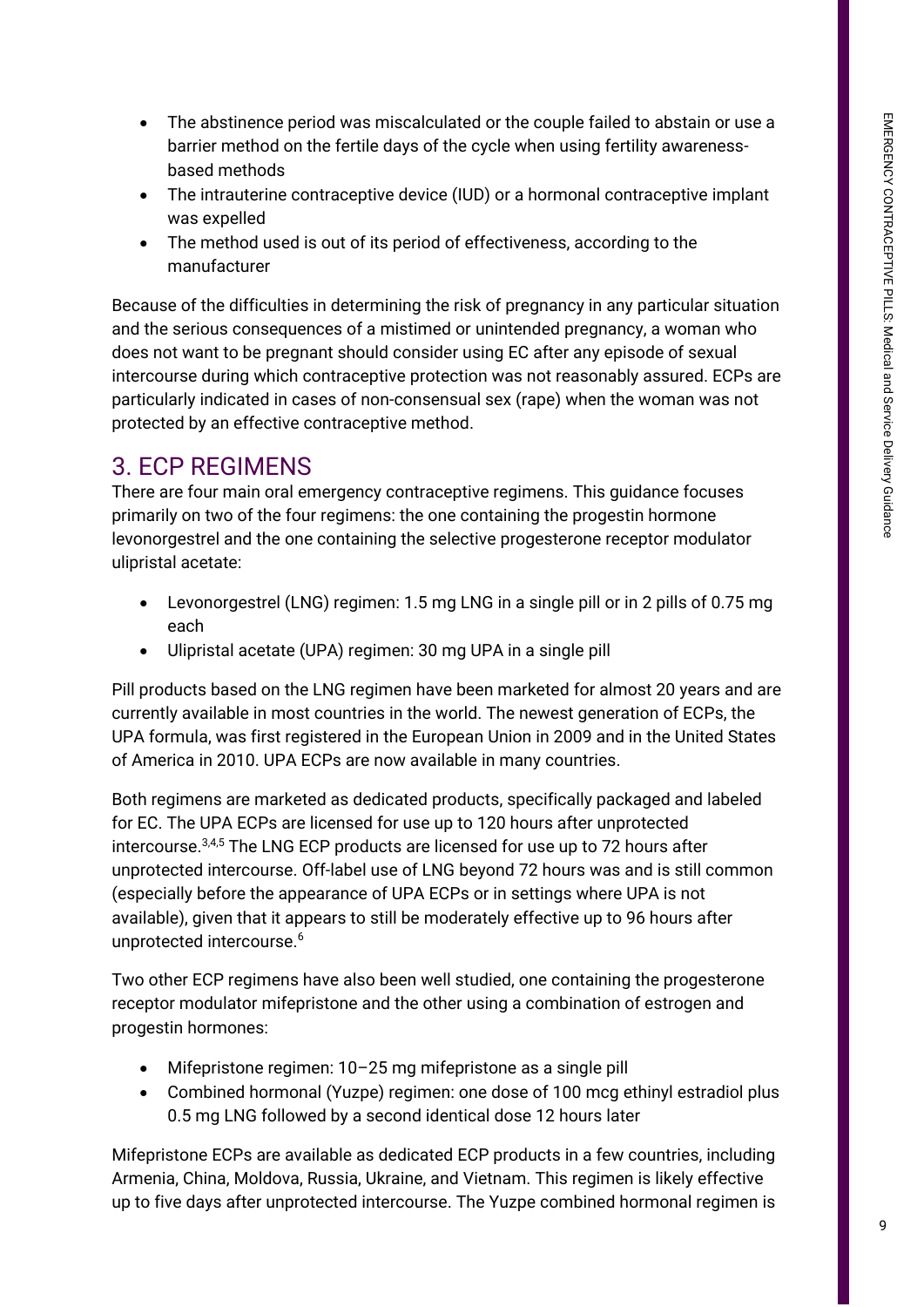- The abstinence period was miscalculated or the couple failed to abstain or use a barrier method on the fertile days of the cycle when using fertility awareness-based methods
- The intrauterine contraceptive device (IUD) or a hormonal contraceptive implant was expelled
- The method used is out of its period of effectiveness, according to the manufacturer

Because of the difficulties in determining the risk of pregnancy in any particular situation and the serious consequences of a mistimed or unintended pregnancy, a woman who does not want to be pregnant should consider using EC after any episode of sexual intercourse during which contraceptive protection was not reasonably assured. ECPs are particularly indicated in cases of non-consensual sex (rape) when the woman was not protected by an effective contraceptive method.

## 3. ECP REGIMENS

There are four main oral emergency contraceptive regimens. This guidance focuses primarily on two of the four regimens: the one containing the progestin hormone levonorgestrel and the one containing the selective progesterone receptor modulator ulipristal acetate:

- Levonorgestrel (LNG) regimen: 1.5 mg LNG in a single pill or in 2 pills of 0.75 mg each
- Ulipristal acetate (UPA) regimen: 30 mg UPA in a single pill

Pill products based on the LNG regimen have been marketed for almost 20 years and are currently available in most countries in the world. The newest generation of ECPs, the UPA formula, was first registered in the European Union in 2009 and in the United States of America in 2010. UPA ECPs are now available in many countries.

Both regimens are marketed as dedicated products, specifically packaged and labeled for EC. The UPA ECPs are licensed for use up to 120 hours after unprotected intercourse.[3,4,5] The LNG ECP products are licensed for use up to 72 hours after unprotected intercourse. Off-label use of LNG beyond 72 hours was and is still common (especially before the appearance of UPA ECPs or in settings where UPA is not available), given that it appears to still be moderately effective up to 96 hours after unprotected intercourse.[6]

Two other ECP regimens have also been well studied, one containing the progesterone receptor modulator mifepristone and the other using a combination of estrogen and progestin hormones:

- Mifepristone regimen: 10–25 mg mifepristone as a single pill
- Combined hormonal (Yuzpe) regimen: one dose of 100 mcg ethinyl estradiol plus 0.5 mg LNG followed by a second identical dose 12 hours later

Mifepristone ECPs are available as dedicated ECP products in a few countries, including Armenia, China, Moldova, Russia, Ukraine, and Vietnam. This regimen is likely effective up to five days after unprotected intercourse. The Yuzpe combined hormonal regimen is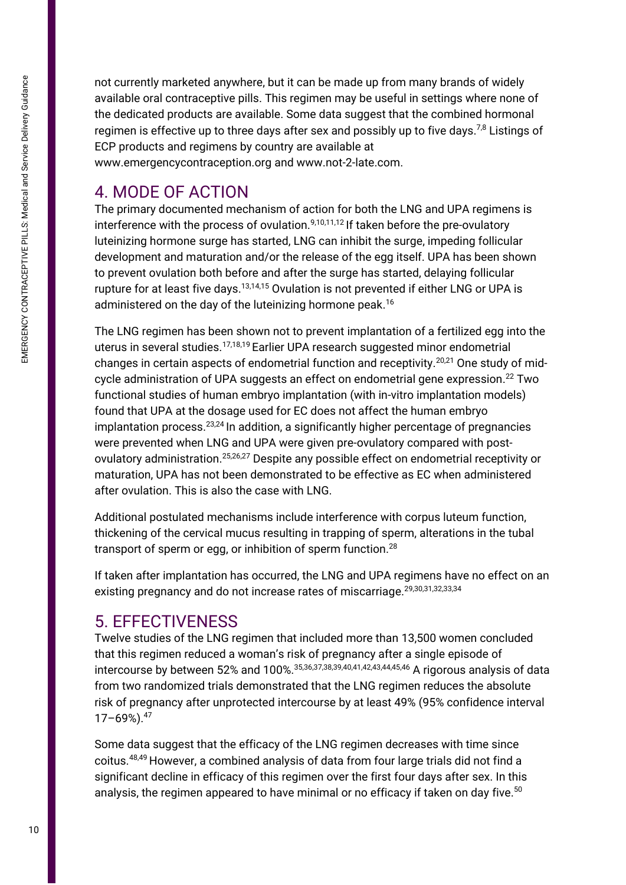not currently marketed anywhere, but it can be made up from many brands of widely available oral contraceptive pills. This regimen may be useful in settings where none of the dedicated products are available. Some data suggest that the combined hormonal regimen is effective up to three days after sex and possibly up to five days.[7,8] Listings of ECP products and regimens by country are available at www.emergencycontraception.org and www.not-2-late.com.

## 4. MODE OF ACTION

The primary documented mechanism of action for both the LNG and UPA regimens is interference with the process of ovulation.[9,10,11,12] If taken before the pre-ovulatory luteinizing hormone surge has started, LNG can inhibit the surge, impeding follicular development and maturation and/or the release of the egg itself. UPA has been shown to prevent ovulation both before and after the surge has started, delaying follicular rupture for at least five days.[13,14,15] Ovulation is not prevented if either LNG or UPA is administered on the day of the luteinizing hormone peak.[16]

The LNG regimen has been shown not to prevent implantation of a fertilized egg into the uterus in several studies.[17,18,19] Earlier UPA research suggested minor endometrial changes in certain aspects of endometrial function and receptivity.[20,21] One study of mid-cycle administration of UPA suggests an effect on endometrial gene expression.[22] Two functional studies of human embryo implantation (with in-vitro implantation models) found that UPA at the dosage used for EC does not affect the human embryo implantation process.[23,24] In addition, a significantly higher percentage of pregnancies were prevented when LNG and UPA were given pre-ovulatory compared with post-ovulatory administration.[25,26,27] Despite any possible effect on endometrial receptivity or maturation, UPA has not been demonstrated to be effective as EC when administered after ovulation. This is also the case with LNG.

Additional postulated mechanisms include interference with corpus luteum function, thickening of the cervical mucus resulting in trapping of sperm, alterations in the tubal transport of sperm or egg, or inhibition of sperm function.[28]

If taken after implantation has occurred, the LNG and UPA regimens have no effect on an existing pregnancy and do not increase rates of miscarriage.[29,30,31,32,33,34]

## 5. EFFECTIVENESS

Twelve studies of the LNG regimen that included more than 13,500 women concluded that this regimen reduced a woman's risk of pregnancy after a single episode of intercourse by between 52% and 100%.[35,36,37,38,39,40,41,42,43,44,45,46] A rigorous analysis of data from two randomized trials demonstrated that the LNG regimen reduces the absolute risk of pregnancy after unprotected intercourse by at least 49% (95% confidence interval 17–69%).[47]

Some data suggest that the efficacy of the LNG regimen decreases with time since coitus.[48,49] However, a combined analysis of data from four large trials did not find a significant decline in efficacy of this regimen over the first four days after sex. In this analysis, the regimen appeared to have minimal or no efficacy if taken on day five.[50]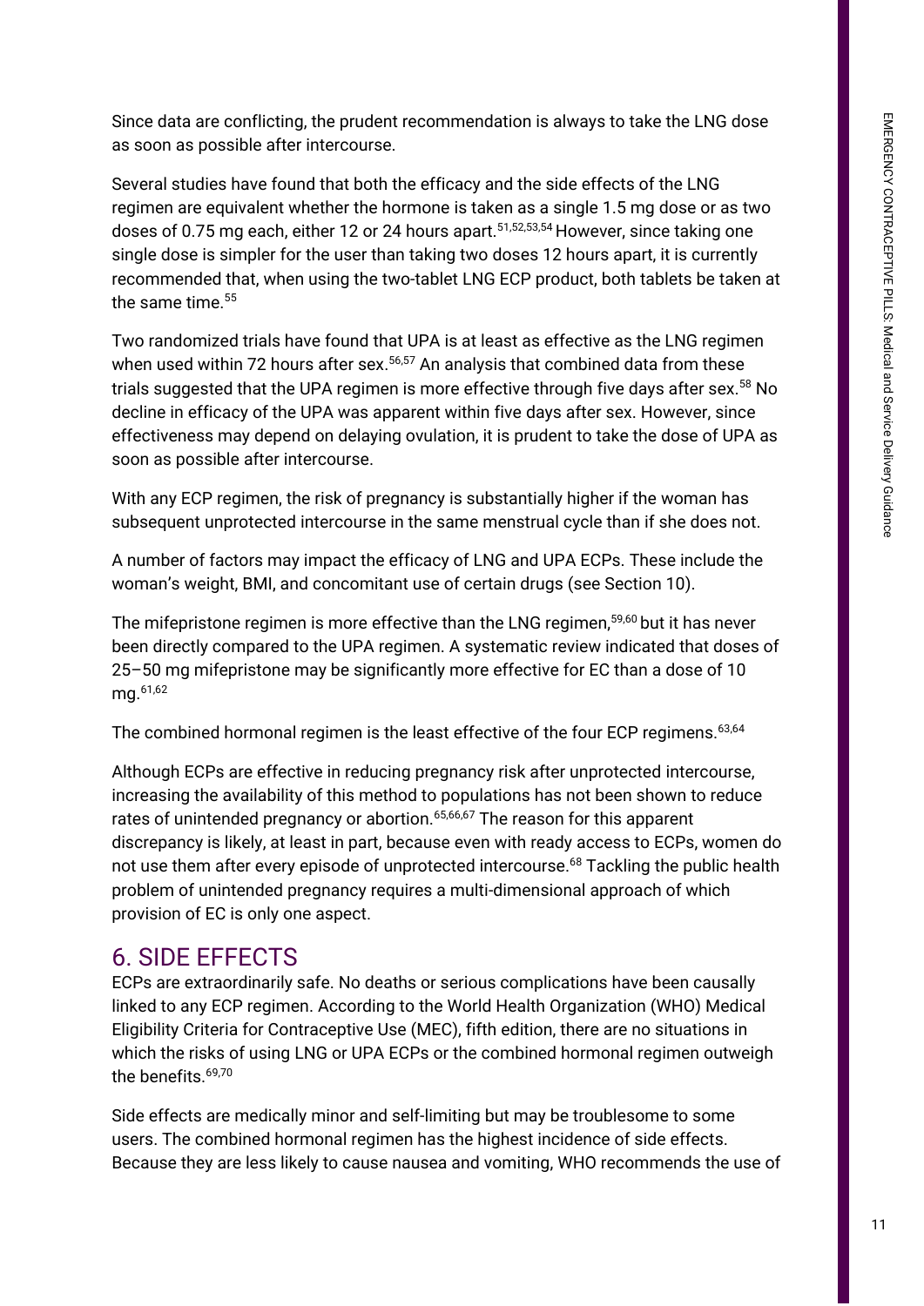Since data are conflicting, the prudent recommendation is always to take the LNG dose as soon as possible after intercourse.

Several studies have found that both the efficacy and the side effects of the LNG regimen are equivalent whether the hormone is taken as a single 1.5 mg dose or as two doses of 0.75 mg each, either 12 or 24 hours apart.[51,52,53,54] However, since taking one single dose is simpler for the user than taking two doses 12 hours apart, it is currently recommended that, when using the two-tablet LNG ECP product, both tablets be taken at the same time.[55]

Two randomized trials have found that UPA is at least as effective as the LNG regimen when used within 72 hours after sex.[56,57] An analysis that combined data from these trials suggested that the UPA regimen is more effective through five days after sex.[58] No decline in efficacy of the UPA was apparent within five days after sex. However, since effectiveness may depend on delaying ovulation, it is prudent to take the dose of UPA as soon as possible after intercourse.

With any ECP regimen, the risk of pregnancy is substantially higher if the woman has subsequent unprotected intercourse in the same menstrual cycle than if she does not.

A number of factors may impact the efficacy of LNG and UPA ECPs. These include the woman's weight, BMI, and concomitant use of certain drugs (see Section 10).

The mifepristone regimen is more effective than the LNG regimen,[59,60] but it has never been directly compared to the UPA regimen. A systematic review indicated that doses of 25–50 mg mifepristone may be significantly more effective for EC than a dose of 10 mg.[61,62]

The combined hormonal regimen is the least effective of the four ECP regimens.[63,64]

Although ECPs are effective in reducing pregnancy risk after unprotected intercourse, increasing the availability of this method to populations has not been shown to reduce rates of unintended pregnancy or abortion.[65,66,67] The reason for this apparent discrepancy is likely, at least in part, because even with ready access to ECPs, women do not use them after every episode of unprotected intercourse.[68] Tackling the public health problem of unintended pregnancy requires a multi-dimensional approach of which provision of EC is only one aspect.

## 6. SIDE EFFECTS

ECPs are extraordinarily safe. No deaths or serious complications have been causally linked to any ECP regimen. According to the World Health Organization (WHO) Medical Eligibility Criteria for Contraceptive Use (MEC), fifth edition, there are no situations in which the risks of using LNG or UPA ECPs or the combined hormonal regimen outweigh the benefits.[69,70]

Side effects are medically minor and self-limiting but may be troublesome to some users. The combined hormonal regimen has the highest incidence of side effects. Because they are less likely to cause nausea and vomiting, WHO recommends the use of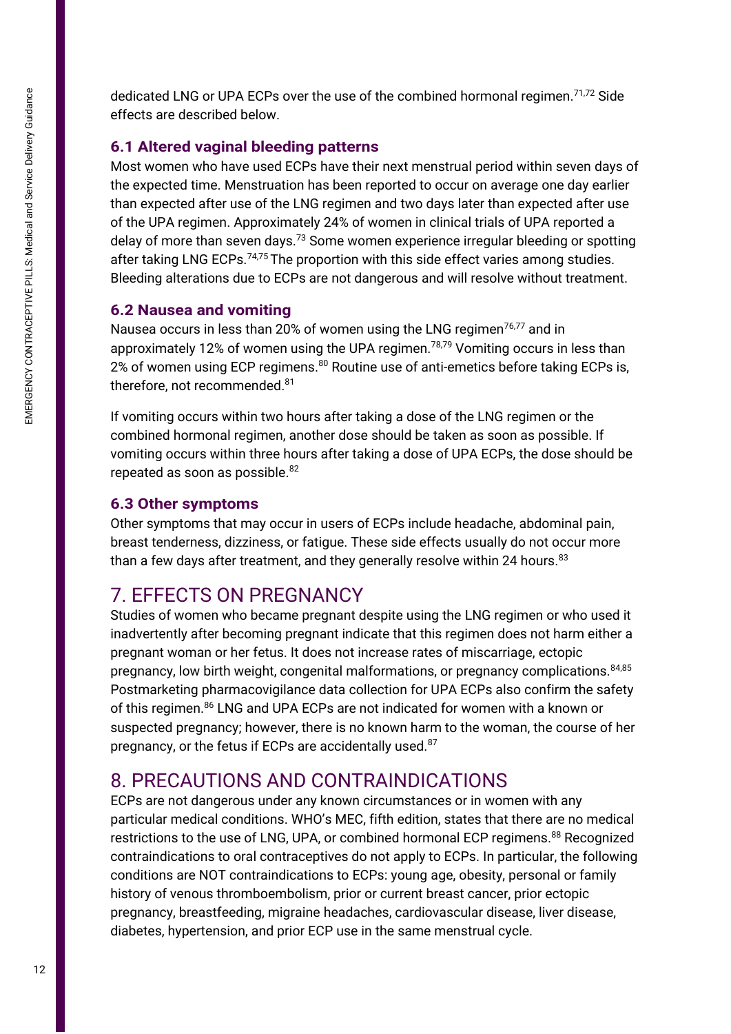dedicated LNG or UPA ECPs over the use of the combined hormonal regimen.[71,72] Side effects are described below.

### 6.1 Altered vaginal bleeding patterns

Most women who have used ECPs have their next menstrual period within seven days of the expected time. Menstruation has been reported to occur on average one day earlier than expected after use of the LNG regimen and two days later than expected after use of the UPA regimen. Approximately 24% of women in clinical trials of UPA reported a delay of more than seven days.[73] Some women experience irregular bleeding or spotting after taking LNG ECPs.[74,75] The proportion with this side effect varies among studies. Bleeding alterations due to ECPs are not dangerous and will resolve without treatment.

### 6.2 Nausea and vomiting

Nausea occurs in less than 20% of women using the LNG regimen[76,77] and in approximately 12% of women using the UPA regimen.[78,79] Vomiting occurs in less than 2% of women using ECP regimens.[80] Routine use of anti-emetics before taking ECPs is, therefore, not recommended.[81]

If vomiting occurs within two hours after taking a dose of the LNG regimen or the combined hormonal regimen, another dose should be taken as soon as possible. If vomiting occurs within three hours after taking a dose of UPA ECPs, the dose should be repeated as soon as possible.[82]

### 6.3 Other symptoms

Other symptoms that may occur in users of ECPs include headache, abdominal pain, breast tenderness, dizziness, or fatigue. These side effects usually do not occur more than a few days after treatment, and they generally resolve within 24 hours.[83]

## 7. EFFECTS ON PREGNANCY

Studies of women who became pregnant despite using the LNG regimen or who used it inadvertently after becoming pregnant indicate that this regimen does not harm either a pregnant woman or her fetus. It does not increase rates of miscarriage, ectopic pregnancy, low birth weight, congenital malformations, or pregnancy complications.[84,85] Postmarketing pharmacovigilance data collection for UPA ECPs also confirm the safety of this regimen.[86] LNG and UPA ECPs are not indicated for women with a known or suspected pregnancy; however, there is no known harm to the woman, the course of her pregnancy, or the fetus if ECPs are accidentally used.[87]

## 8. PRECAUTIONS AND CONTRAINDICATIONS

ECPs are not dangerous under any known circumstances or in women with any particular medical conditions. WHO's MEC, fifth edition, states that there are no medical restrictions to the use of LNG, UPA, or combined hormonal ECP regimens.[88] Recognized contraindications to oral contraceptives do not apply to ECPs. In particular, the following conditions are NOT contraindications to ECPs: young age, obesity, personal or family history of venous thromboembolism, prior or current breast cancer, prior ectopic pregnancy, breastfeeding, migraine headaches, cardiovascular disease, liver disease, diabetes, hypertension, and prior ECP use in the same menstrual cycle.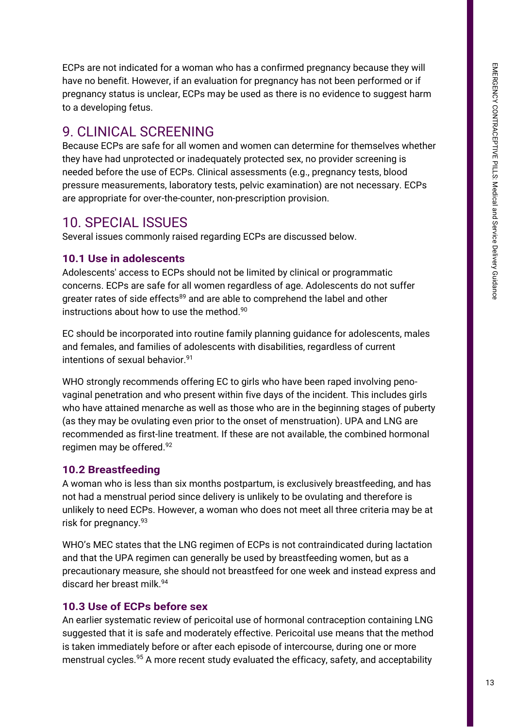ECPs are not indicated for a woman who has a confirmed pregnancy because they will have no benefit. However, if an evaluation for pregnancy has not been performed or if pregnancy status is unclear, ECPs may be used as there is no evidence to suggest harm to a developing fetus.

## 9. CLINICAL SCREENING

Because ECPs are safe for all women and women can determine for themselves whether they have had unprotected or inadequately protected sex, no provider screening is needed before the use of ECPs. Clinical assessments (e.g., pregnancy tests, blood pressure measurements, laboratory tests, pelvic examination) are not necessary. ECPs are appropriate for over-the-counter, non-prescription provision.

## 10. SPECIAL ISSUES

Several issues commonly raised regarding ECPs are discussed below.

### 10.1 Use in adolescents

Adolescents' access to ECPs should not be limited by clinical or programmatic concerns. ECPs are safe for all women regardless of age. Adolescents do not suffer greater rates of side effects[89] and are able to comprehend the label and other instructions about how to use the method.[90]

EC should be incorporated into routine family planning guidance for adolescents, males and females, and families of adolescents with disabilities, regardless of current intentions of sexual behavior.[91]

WHO strongly recommends offering EC to girls who have been raped involving peno-vaginal penetration and who present within five days of the incident. This includes girls who have attained menarche as well as those who are in the beginning stages of puberty (as they may be ovulating even prior to the onset of menstruation). UPA and LNG are recommended as first-line treatment. If these are not available, the combined hormonal regimen may be offered.[92]

### 10.2 Breastfeeding

A woman who is less than six months postpartum, is exclusively breastfeeding, and has not had a menstrual period since delivery is unlikely to be ovulating and therefore is unlikely to need ECPs. However, a woman who does not meet all three criteria may be at risk for pregnancy.[93]

WHO's MEC states that the LNG regimen of ECPs is not contraindicated during lactation and that the UPA regimen can generally be used by breastfeeding women, but as a precautionary measure, she should not breastfeed for one week and instead express and discard her breast milk.[94]

### 10.3 Use of ECPs before sex

An earlier systematic review of pericoital use of hormonal contraception containing LNG suggested that it is safe and moderately effective. Pericoital use means that the method is taken immediately before or after each episode of intercourse, during one or more menstrual cycles.[95] A more recent study evaluated the efficacy, safety, and acceptability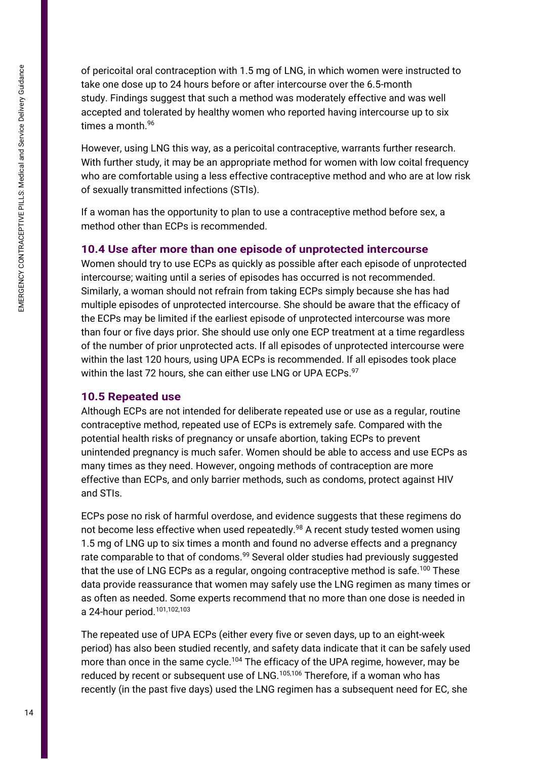of pericoital oral contraception with 1.5 mg of LNG, in which women were instructed to take one dose up to 24 hours before or after intercourse over the 6.5-month study. Findings suggest that such a method was moderately effective and was well accepted and tolerated by healthy women who reported having intercourse up to six times a month.[96]

However, using LNG this way, as a pericoital contraceptive, warrants further research. With further study, it may be an appropriate method for women with low coital frequency who are comfortable using a less effective contraceptive method and who are at low risk of sexually transmitted infections (STIs).

If a woman has the opportunity to plan to use a contraceptive method before sex, a method other than ECPs is recommended.

### 10.4 Use after more than one episode of unprotected intercourse

Women should try to use ECPs as quickly as possible after each episode of unprotected intercourse; waiting until a series of episodes has occurred is not recommended. Similarly, a woman should not refrain from taking ECPs simply because she has had multiple episodes of unprotected intercourse. She should be aware that the efficacy of the ECPs may be limited if the earliest episode of unprotected intercourse was more than four or five days prior. She should use only one ECP treatment at a time regardless of the number of prior unprotected acts. If all episodes of unprotected intercourse were within the last 120 hours, using UPA ECPs is recommended. If all episodes took place within the last 72 hours, she can either use LNG or UPA ECPs.[97]

### 10.5 Repeated use

Although ECPs are not intended for deliberate repeated use or use as a regular, routine contraceptive method, repeated use of ECPs is extremely safe. Compared with the potential health risks of pregnancy or unsafe abortion, taking ECPs to prevent unintended pregnancy is much safer. Women should be able to access and use ECPs as many times as they need. However, ongoing methods of contraception are more effective than ECPs, and only barrier methods, such as condoms, protect against HIV and STIs.

ECPs pose no risk of harmful overdose, and evidence suggests that these regimens do not become less effective when used repeatedly.[98] A recent study tested women using 1.5 mg of LNG up to six times a month and found no adverse effects and a pregnancy rate comparable to that of condoms.[99] Several older studies had previously suggested that the use of LNG ECPs as a regular, ongoing contraceptive method is safe.[100] These data provide reassurance that women may safely use the LNG regimen as many times or as often as needed. Some experts recommend that no more than one dose is needed in a 24-hour period.[101,102,103]

The repeated use of UPA ECPs (either every five or seven days, up to an eight-week period) has also been studied recently, and safety data indicate that it can be safely used more than once in the same cycle.[104] The efficacy of the UPA regime, however, may be reduced by recent or subsequent use of LNG.[105,106] Therefore, if a woman who has recently (in the past five days) used the LNG regimen has a subsequent need for EC, she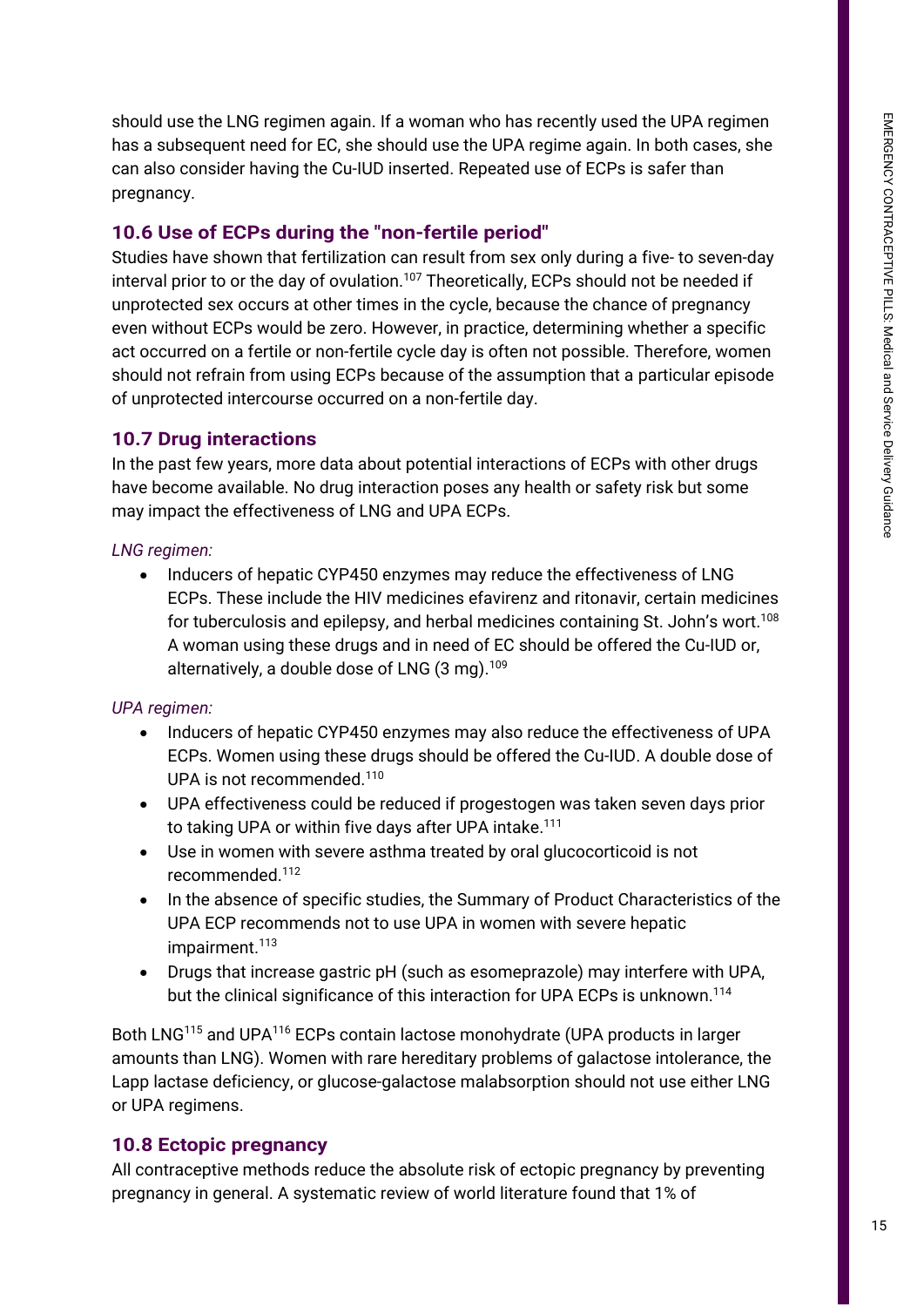should use the LNG regimen again. If a woman who has recently used the UPA regimen has a subsequent need for EC, she should use the UPA regime again. In both cases, she can also consider having the Cu-IUD inserted. Repeated use of ECPs is safer than pregnancy.

## 10.6 Use of ECPs during the "non-fertile period"

Studies have shown that fertilization can result from sex only during a five- to seven-day interval prior to or the day of ovulation.[107] Theoretically, ECPs should not be needed if unprotected sex occurs at other times in the cycle, because the chance of pregnancy even without ECPs would be zero. However, in practice, determining whether a specific act occurred on a fertile or non-fertile cycle day is often not possible. Therefore, women should not refrain from using ECPs because of the assumption that a particular episode of unprotected intercourse occurred on a non-fertile day.

## 10.7 Drug interactions

In the past few years, more data about potential interactions of ECPs with other drugs have become available. No drug interaction poses any health or safety risk but some may impact the effectiveness of LNG and UPA ECPs.

*LNG regimen:*

- Inducers of hepatic CYP450 enzymes may reduce the effectiveness of LNG ECPs. These include the HIV medicines efavirenz and ritonavir, certain medicines for tuberculosis and epilepsy, and herbal medicines containing St. John's wort.[108] A woman using these drugs and in need of EC should be offered the Cu-IUD or, alternatively, a double dose of LNG (3 mg).[109]

*UPA regimen:*

- Inducers of hepatic CYP450 enzymes may also reduce the effectiveness of UPA ECPs. Women using these drugs should be offered the Cu-IUD. A double dose of UPA is not recommended.[110]
- UPA effectiveness could be reduced if progestogen was taken seven days prior to taking UPA or within five days after UPA intake.[111]
- Use in women with severe asthma treated by oral glucocorticoid is not recommended.[112]
- In the absence of specific studies, the Summary of Product Characteristics of the UPA ECP recommends not to use UPA in women with severe hepatic impairment.[113]
- Drugs that increase gastric pH (such as esomeprazole) may interfere with UPA, but the clinical significance of this interaction for UPA ECPs is unknown.[114]

Both LNG[115] and UPA[116] ECPs contain lactose monohydrate (UPA products in larger amounts than LNG). Women with rare hereditary problems of galactose intolerance, the Lapp lactase deficiency, or glucose-galactose malabsorption should not use either LNG or UPA regimens.

## 10.8 Ectopic pregnancy

All contraceptive methods reduce the absolute risk of ectopic pregnancy by preventing pregnancy in general. A systematic review of world literature found that 1% of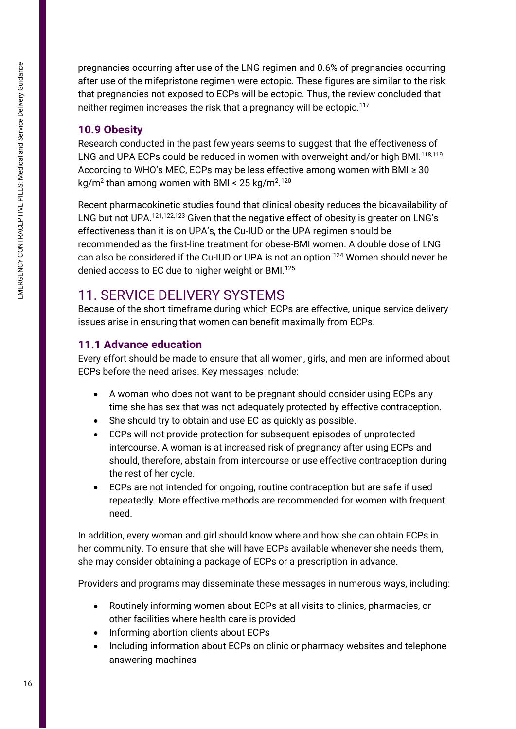pregnancies occurring after use of the LNG regimen and 0.6% of pregnancies occurring after use of the mifepristone regimen were ectopic. These figures are similar to the risk that pregnancies not exposed to ECPs will be ectopic. Thus, the review concluded that neither regimen increases the risk that a pregnancy will be ectopic.[117]

### 10.9 Obesity

Research conducted in the past few years seems to suggest that the effectiveness of LNG and UPA ECPs could be reduced in women with overweight and/or high BMI.[118,119] According to WHO's MEC, ECPs may be less effective among women with BMI ≥ 30 kg/m$^2$ than among women with BMI < 25 kg/m$^2$.[120]

Recent pharmacokinetic studies found that clinical obesity reduces the bioavailability of LNG but not UPA.[121,122,123] Given that the negative effect of obesity is greater on LNG's effectiveness than it is on UPA's, the Cu-IUD or the UPA regimen should be recommended as the first-line treatment for obese-BMI women. A double dose of LNG can also be considered if the Cu-IUD or UPA is not an option.[124] Women should never be denied access to EC due to higher weight or BMI.[125]

## 11. SERVICE DELIVERY SYSTEMS

Because of the short timeframe during which ECPs are effective, unique service delivery issues arise in ensuring that women can benefit maximally from ECPs.

### 11.1 Advance education

Every effort should be made to ensure that all women, girls, and men are informed about ECPs before the need arises. Key messages include:

- A woman who does not want to be pregnant should consider using ECPs any time she has sex that was not adequately protected by effective contraception.
- She should try to obtain and use EC as quickly as possible.
- ECPs will not provide protection for subsequent episodes of unprotected intercourse. A woman is at increased risk of pregnancy after using ECPs and should, therefore, abstain from intercourse or use effective contraception during the rest of her cycle.
- ECPs are not intended for ongoing, routine contraception but are safe if used repeatedly. More effective methods are recommended for women with frequent need.

In addition, every woman and girl should know where and how she can obtain ECPs in her community. To ensure that she will have ECPs available whenever she needs them, she may consider obtaining a package of ECPs or a prescription in advance.

Providers and programs may disseminate these messages in numerous ways, including:

- Routinely informing women about ECPs at all visits to clinics, pharmacies, or other facilities where health care is provided
- Informing abortion clients about ECPs
- Including information about ECPs on clinic or pharmacy websites and telephone answering machines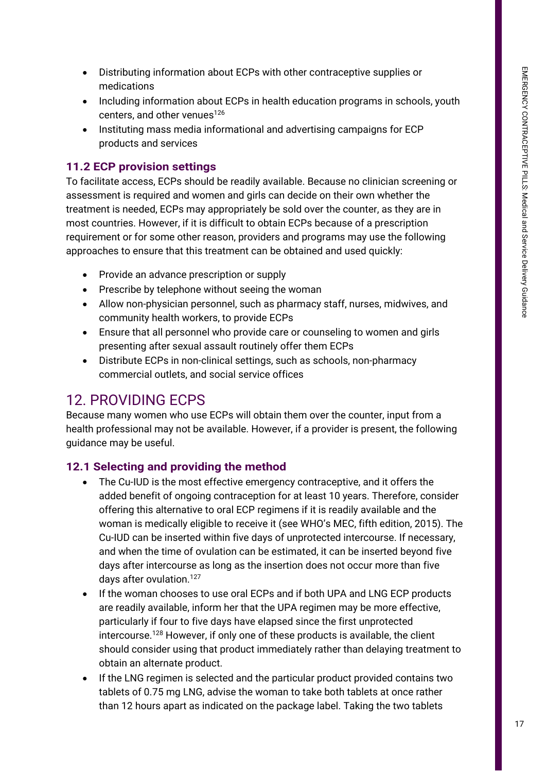- Distributing information about ECPs with other contraceptive supplies or medications
- Including information about ECPs in health education programs in schools, youth centers, and other venues[126]
- Instituting mass media informational and advertising campaigns for ECP products and services

### 11.2 ECP provision settings

To facilitate access, ECPs should be readily available. Because no clinician screening or assessment is required and women and girls can decide on their own whether the treatment is needed, ECPs may appropriately be sold over the counter, as they are in most countries. However, if it is difficult to obtain ECPs because of a prescription requirement or for some other reason, providers and programs may use the following approaches to ensure that this treatment can be obtained and used quickly:

- Provide an advance prescription or supply
- Prescribe by telephone without seeing the woman
- Allow non-physician personnel, such as pharmacy staff, nurses, midwives, and community health workers, to provide ECPs
- Ensure that all personnel who provide care or counseling to women and girls presenting after sexual assault routinely offer them ECPs
- Distribute ECPs in non-clinical settings, such as schools, non-pharmacy commercial outlets, and social service offices

## 12. PROVIDING ECPS

Because many women who use ECPs will obtain them over the counter, input from a health professional may not be available. However, if a provider is present, the following guidance may be useful.

### 12.1 Selecting and providing the method

- The Cu-IUD is the most effective emergency contraceptive, and it offers the added benefit of ongoing contraception for at least 10 years. Therefore, consider offering this alternative to oral ECP regimens if it is readily available and the woman is medically eligible to receive it (see WHO's MEC, fifth edition, 2015). The Cu-IUD can be inserted within five days of unprotected intercourse. If necessary, and when the time of ovulation can be estimated, it can be inserted beyond five days after intercourse as long as the insertion does not occur more than five days after ovulation.[127]
- If the woman chooses to use oral ECPs and if both UPA and LNG ECP products are readily available, inform her that the UPA regimen may be more effective, particularly if four to five days have elapsed since the first unprotected intercourse.[128] However, if only one of these products is available, the client should consider using that product immediately rather than delaying treatment to obtain an alternate product.
- If the LNG regimen is selected and the particular product provided contains two tablets of 0.75 mg LNG, advise the woman to take both tablets at once rather than 12 hours apart as indicated on the package label. Taking the two tablets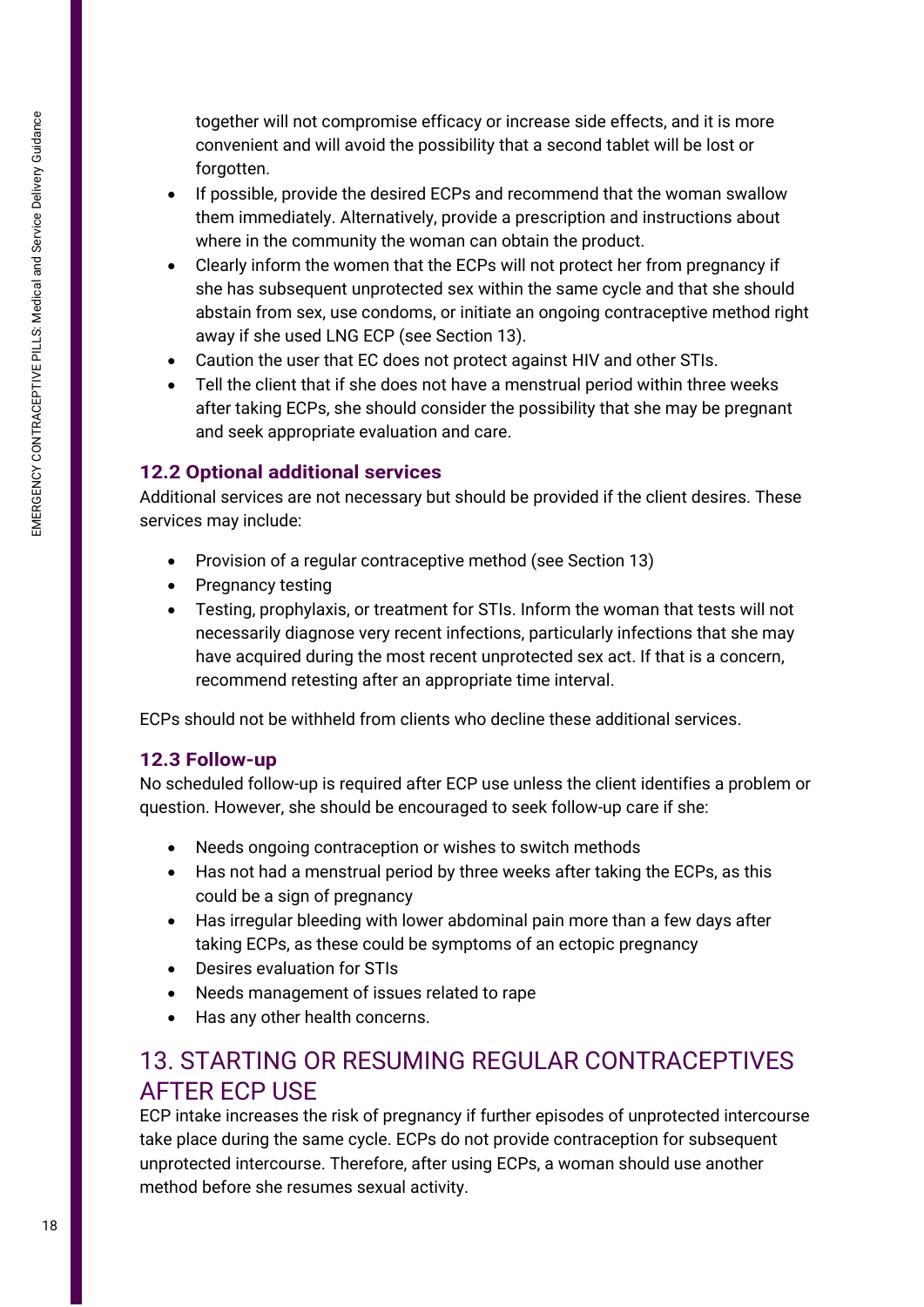together will not compromise efficacy or increase side effects, and it is more convenient and will avoid the possibility that a second tablet will be lost or forgotten.

- If possible, provide the desired ECPs and recommend that the woman swallow them immediately. Alternatively, provide a prescription and instructions about where in the community the woman can obtain the product.
- Clearly inform the women that the ECPs will not protect her from pregnancy if she has subsequent unprotected sex within the same cycle and that she should abstain from sex, use condoms, or initiate an ongoing contraceptive method right away if she used LNG ECP (see Section 13).
- Caution the user that EC does not protect against HIV and other STIs.
- Tell the client that if she does not have a menstrual period within three weeks after taking ECPs, she should consider the possibility that she may be pregnant and seek appropriate evaluation and care.

### 12.2 Optional additional services

Additional services are not necessary but should be provided if the client desires. These services may include:

- Provision of a regular contraceptive method (see Section 13)
- Pregnancy testing
- Testing, prophylaxis, or treatment for STIs. Inform the woman that tests will not necessarily diagnose very recent infections, particularly infections that she may have acquired during the most recent unprotected sex act. If that is a concern, recommend retesting after an appropriate time interval.

ECPs should not be withheld from clients who decline these additional services.

### 12.3 Follow-up

No scheduled follow-up is required after ECP use unless the client identifies a problem or question. However, she should be encouraged to seek follow-up care if she:

- Needs ongoing contraception or wishes to switch methods
- Has not had a menstrual period by three weeks after taking the ECPs, as this could be a sign of pregnancy
- Has irregular bleeding with lower abdominal pain more than a few days after taking ECPs, as these could be symptoms of an ectopic pregnancy
- Desires evaluation for STIs
- Needs management of issues related to rape
- Has any other health concerns.

## 13. STARTING OR RESUMING REGULAR CONTRACEPTIVES AFTER ECP USE

ECP intake increases the risk of pregnancy if further episodes of unprotected intercourse take place during the same cycle. ECPs do not provide contraception for subsequent unprotected intercourse. Therefore, after using ECPs, a woman should use another method before she resumes sexual activity.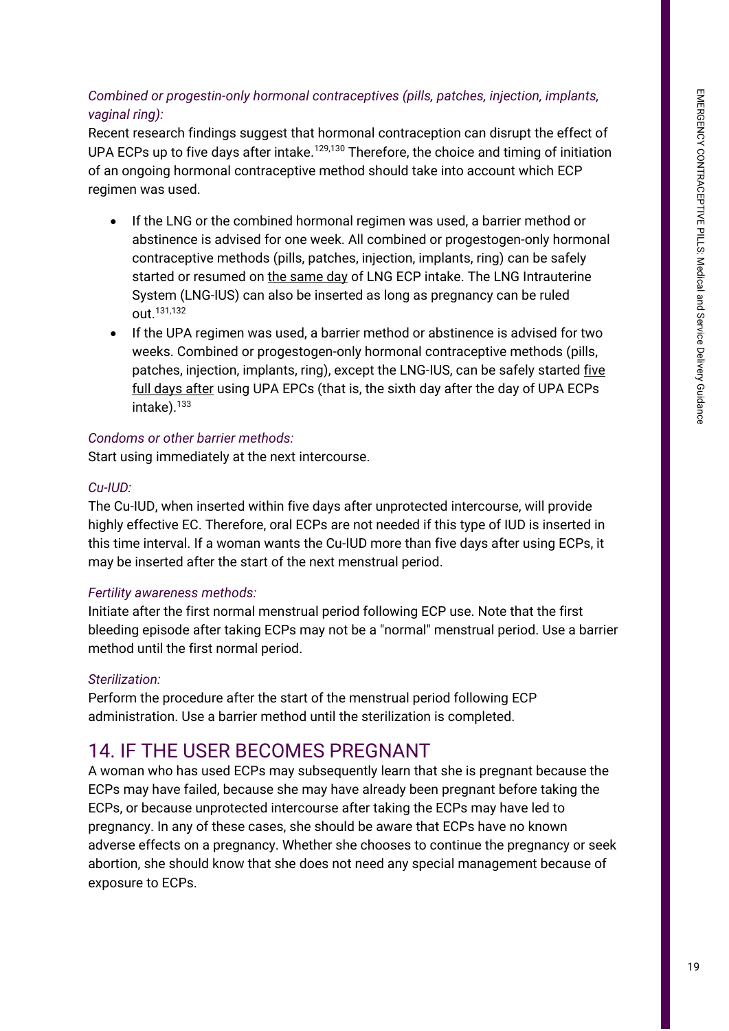*Combined or progestin-only hormonal contraceptives (pills, patches, injection, implants, vaginal ring):*

Recent research findings suggest that hormonal contraception can disrupt the effect of UPA ECPs up to five days after intake.[129,130] Therefore, the choice and timing of initiation of an ongoing hormonal contraceptive method should take into account which ECP regimen was used.

- If the LNG or the combined hormonal regimen was used, a barrier method or abstinence is advised for one week. All combined or progestogen-only hormonal contraceptive methods (pills, patches, injection, implants, ring) can be safely started or resumed on <u>the same day</u> of LNG ECP intake. The LNG Intrauterine System (LNG-IUS) can also be inserted as long as pregnancy can be ruled out.[131,132]
- If the UPA regimen was used, a barrier method or abstinence is advised for two weeks. Combined or progestogen-only hormonal contraceptive methods (pills, patches, injection, implants, ring), except the LNG-IUS, can be safely started <u>five full days after</u> using UPA EPCs (that is, the sixth day after the day of UPA ECPs intake).[133]

*Condoms or other barrier methods:*

Start using immediately at the next intercourse.

*Cu-IUD:*

The Cu-IUD, when inserted within five days after unprotected intercourse, will provide highly effective EC. Therefore, oral ECPs are not needed if this type of IUD is inserted in this time interval. If a woman wants the Cu-IUD more than five days after using ECPs, it may be inserted after the start of the next menstrual period.

*Fertility awareness methods:*

Initiate after the first normal menstrual period following ECP use. Note that the first bleeding episode after taking ECPs may not be a "normal" menstrual period. Use a barrier method until the first normal period.

*Sterilization:*

Perform the procedure after the start of the menstrual period following ECP administration. Use a barrier method until the sterilization is completed.

## 14. IF THE USER BECOMES PREGNANT

A woman who has used ECPs may subsequently learn that she is pregnant because the ECPs may have failed, because she may have already been pregnant before taking the ECPs, or because unprotected intercourse after taking the ECPs may have led to pregnancy. In any of these cases, she should be aware that ECPs have no known adverse effects on a pregnancy. Whether she chooses to continue the pregnancy or seek abortion, she should know that she does not need any special management because of exposure to ECPs.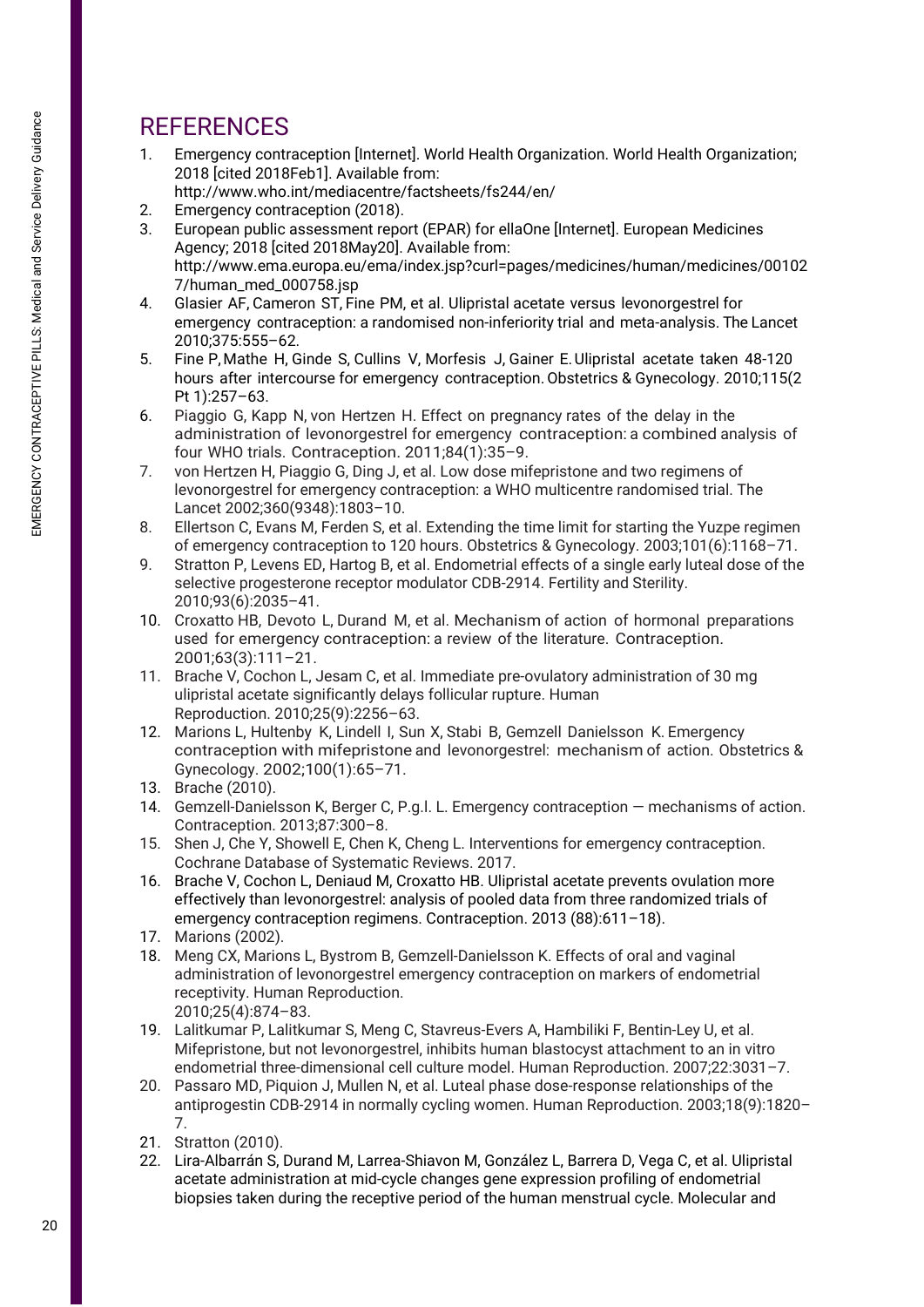# REFERENCES

1. Emergency contraception [Internet]. World Health Organization. World Health Organization; 2018 [cited 2018Feb1]. Available from: http://www.who.int/mediacentre/factsheets/fs244/en/
2. Emergency contraception (2018).
3. European public assessment report (EPAR) for ellaOne [Internet]. European Medicines Agency; 2018 [cited 2018May20]. Available from: http://www.ema.europa.eu/ema/index.jsp?curl=pages/medicines/human/medicines/001027/human_med_000758.jsp
4. Glasier AF, Cameron ST, Fine PM, et al. Ulipristal acetate versus levonorgestrel for emergency contraception: a randomised non-inferiority trial and meta-analysis. The Lancet 2010;375:555–62.
5. Fine P, Mathe H, Ginde S, Cullins V, Morfesis J, Gainer E. Ulipristal acetate taken 48-120 hours after intercourse for emergency contraception. Obstetrics & Gynecology. 2010;115(2 Pt 1):257–63.
6. Piaggio G, Kapp N, von Hertzen H. Effect on pregnancy rates of the delay in the administration of levonorgestrel for emergency contraception: a combined analysis of four WHO trials. Contraception. 2011;84(1):35–9.
7. von Hertzen H, Piaggio G, Ding J, et al. Low dose mifepristone and two regimens of levonorgestrel for emergency contraception: a WHO multicentre randomised trial. The Lancet 2002;360(9348):1803–10.
8. Ellertson C, Evans M, Ferden S, et al. Extending the time limit for starting the Yuzpe regimen of emergency contraception to 120 hours. Obstetrics & Gynecology. 2003;101(6):1168–71.
9. Stratton P, Levens ED, Hartog B, et al. Endometrial effects of a single early luteal dose of the selective progesterone receptor modulator CDB-2914. Fertility and Sterility. 2010;93(6):2035–41.
10. Croxatto HB, Devoto L, Durand M, et al. Mechanism of action of hormonal preparations used for emergency contraception: a review of the literature. Contraception. 2001;63(3):111–21.
11. Brache V, Cochon L, Jesam C, et al. Immediate pre-ovulatory administration of 30 mg ulipristal acetate significantly delays follicular rupture. Human Reproduction. 2010;25(9):2256–63.
12. Marions L, Hultenby K, Lindell I, Sun X, Stabi B, Gemzell Danielsson K. Emergency contraception with mifepristone and levonorgestrel: mechanism of action. Obstetrics & Gynecology. 2002;100(1):65–71.
13. Brache (2010).
14. Gemzell-Danielsson K, Berger C, P.g.l. L. Emergency contraception — mechanisms of action. Contraception. 2013;87:300–8.
15. Shen J, Che Y, Showell E, Chen K, Cheng L. Interventions for emergency contraception. Cochrane Database of Systematic Reviews. 2017.
16. Brache V, Cochon L, Deniaud M, Croxatto HB. Ulipristal acetate prevents ovulation more effectively than levonorgestrel: analysis of pooled data from three randomized trials of emergency contraception regimens. Contraception. 2013 (88):611–18).
17. Marions (2002).
18. Meng CX, Marions L, Bystrom B, Gemzell-Danielsson K. Effects of oral and vaginal administration of levonorgestrel emergency contraception on markers of endometrial receptivity. Human Reproduction. 2010;25(4):874–83.
19. Lalitkumar P, Lalitkumar S, Meng C, Stavreus-Evers A, Hambiliki F, Bentin-Ley U, et al. Mifepristone, but not levonorgestrel, inhibits human blastocyst attachment to an in vitro endometrial three-dimensional cell culture model. Human Reproduction. 2007;22:3031–7.
20. Passaro MD, Piquion J, Mullen N, et al. Luteal phase dose-response relationships of the antiprogestin CDB-2914 in normally cycling women. Human Reproduction. 2003;18(9):1820–7.
21. Stratton (2010).
22. Lira-Albarrán S, Durand M, Larrea-Shiavon M, González L, Barrera D, Vega C, et al. Ulipristal acetate administration at mid-cycle changes gene expression profiling of endometrial biopsies taken during the receptive period of the human menstrual cycle. Molecular and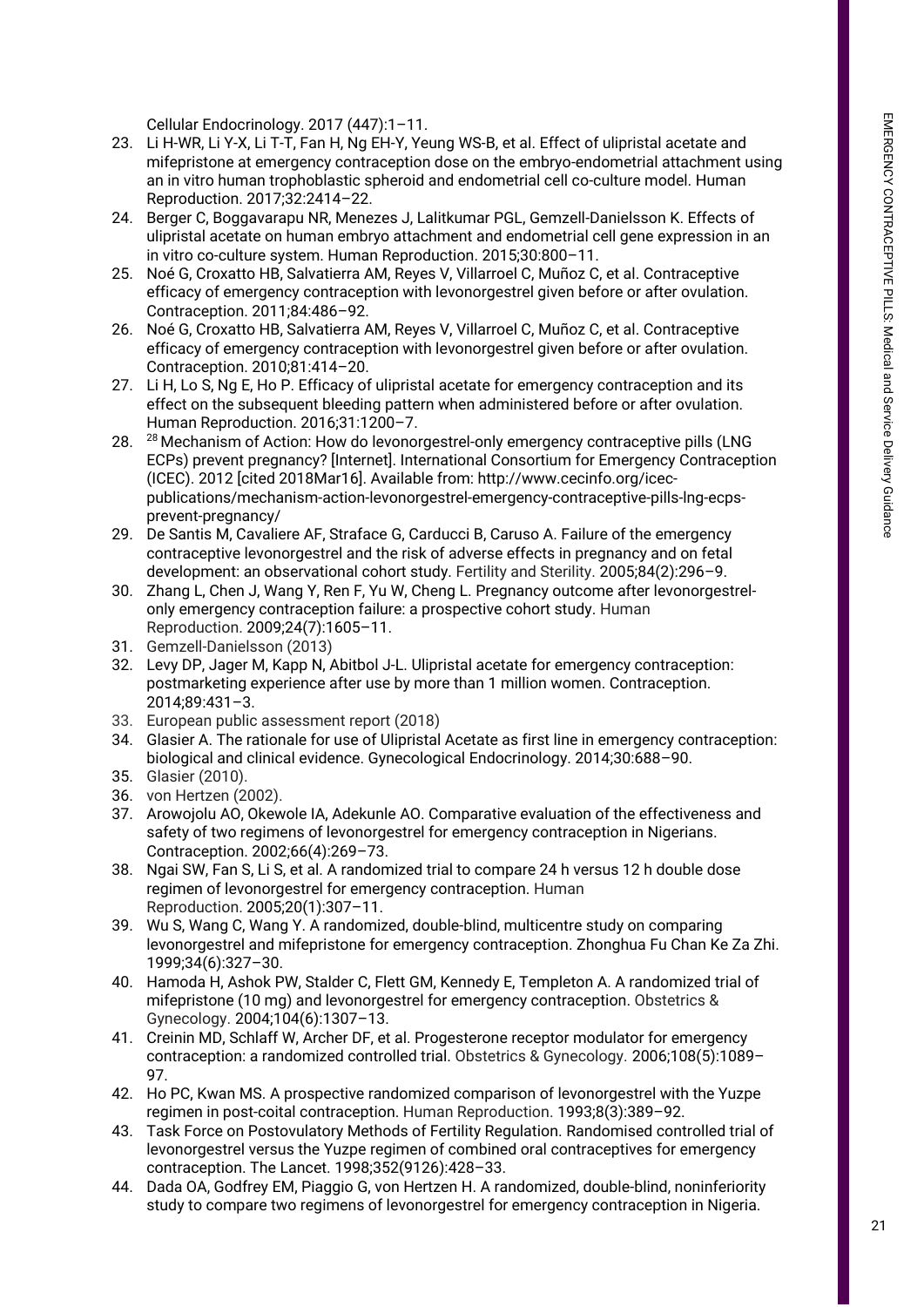Cellular Endocrinology. 2017 (447):1–11.

23. Li H-WR, Li Y-X, Li T-T, Fan H, Ng EH-Y, Yeung WS-B, et al. Effect of ulipristal acetate and mifepristone at emergency contraception dose on the embryo-endometrial attachment using an in vitro human trophoblastic spheroid and endometrial cell co-culture model. Human Reproduction. 2017;32:2414–22.
24. Berger C, Boggavarapu NR, Menezes J, Lalitkumar PGL, Gemzell-Danielsson K. Effects of ulipristal acetate on human embryo attachment and endometrial cell gene expression in an in vitro co-culture system. Human Reproduction. 2015;30:800–11.
25. Noé G, Croxatto HB, Salvatierra AM, Reyes V, Villarroel C, Muñoz C, et al. Contraceptive efficacy of emergency contraception with levonorgestrel given before or after ovulation. Contraception. 2011;84:486–92.
26. Noé G, Croxatto HB, Salvatierra AM, Reyes V, Villarroel C, Muñoz C, et al. Contraceptive efficacy of emergency contraception with levonorgestrel given before or after ovulation. Contraception. 2010;81:414–20.
27. Li H, Lo S, Ng E, Ho P. Efficacy of ulipristal acetate for emergency contraception and its effect on the subsequent bleeding pattern when administered before or after ovulation. Human Reproduction. 2016;31:1200–7.
28. [28] Mechanism of Action: How do levonorgestrel-only emergency contraceptive pills (LNG ECPs) prevent pregnancy? [Internet]. International Consortium for Emergency Contraception (ICEC). 2012 [cited 2018Mar16]. Available from: http://www.cecinfo.org/icec-publications/mechanism-action-levonorgestrel-emergency-contraceptive-pills-lng-ecps-prevent-pregnancy/
29. De Santis M, Cavaliere AF, Straface G, Carducci B, Caruso A. Failure of the emergency contraceptive levonorgestrel and the risk of adverse effects in pregnancy and on fetal development: an observational cohort study. Fertility and Sterility. 2005;84(2):296–9.
30. Zhang L, Chen J, Wang Y, Ren F, Yu W, Cheng L. Pregnancy outcome after levonorgestrel-only emergency contraception failure: a prospective cohort study. Human Reproduction. 2009;24(7):1605–11.
31. Gemzell-Danielsson (2013)
32. Levy DP, Jager M, Kapp N, Abitbol J-L. Ulipristal acetate for emergency contraception: postmarketing experience after use by more than 1 million women. Contraception. 2014;89:431–3.
33. European public assessment report (2018)
34. Glasier A. The rationale for use of Ulipristal Acetate as first line in emergency contraception: biological and clinical evidence. Gynecological Endocrinology. 2014;30:688–90.
35. Glasier (2010).
36. von Hertzen (2002).
37. Arowojolu AO, Okewole IA, Adekunle AO. Comparative evaluation of the effectiveness and safety of two regimens of levonorgestrel for emergency contraception in Nigerians. Contraception. 2002;66(4):269–73.
38. Ngai SW, Fan S, Li S, et al. A randomized trial to compare 24 h versus 12 h double dose regimen of levonorgestrel for emergency contraception. Human Reproduction. 2005;20(1):307–11.
39. Wu S, Wang C, Wang Y. A randomized, double-blind, multicentre study on comparing levonorgestrel and mifepristone for emergency contraception. Zhonghua Fu Chan Ke Za Zhi. 1999;34(6):327–30.
40. Hamoda H, Ashok PW, Stalder C, Flett GM, Kennedy E, Templeton A. A randomized trial of mifepristone (10 mg) and levonorgestrel for emergency contraception. Obstetrics & Gynecology. 2004;104(6):1307–13.
41. Creinin MD, Schlaff W, Archer DF, et al. Progesterone receptor modulator for emergency contraception: a randomized controlled trial. Obstetrics & Gynecology. 2006;108(5):1089–97.
42. Ho PC, Kwan MS. A prospective randomized comparison of levonorgestrel with the Yuzpe regimen in post-coital contraception. Human Reproduction. 1993;8(3):389–92.
43. Task Force on Postovulatory Methods of Fertility Regulation. Randomised controlled trial of levonorgestrel versus the Yuzpe regimen of combined oral contraceptives for emergency contraception. The Lancet. 1998;352(9126):428–33.
44. Dada OA, Godfrey EM, Piaggio G, von Hertzen H. A randomized, double-blind, noninferiority study to compare two regimens of levonorgestrel for emergency contraception in Nigeria.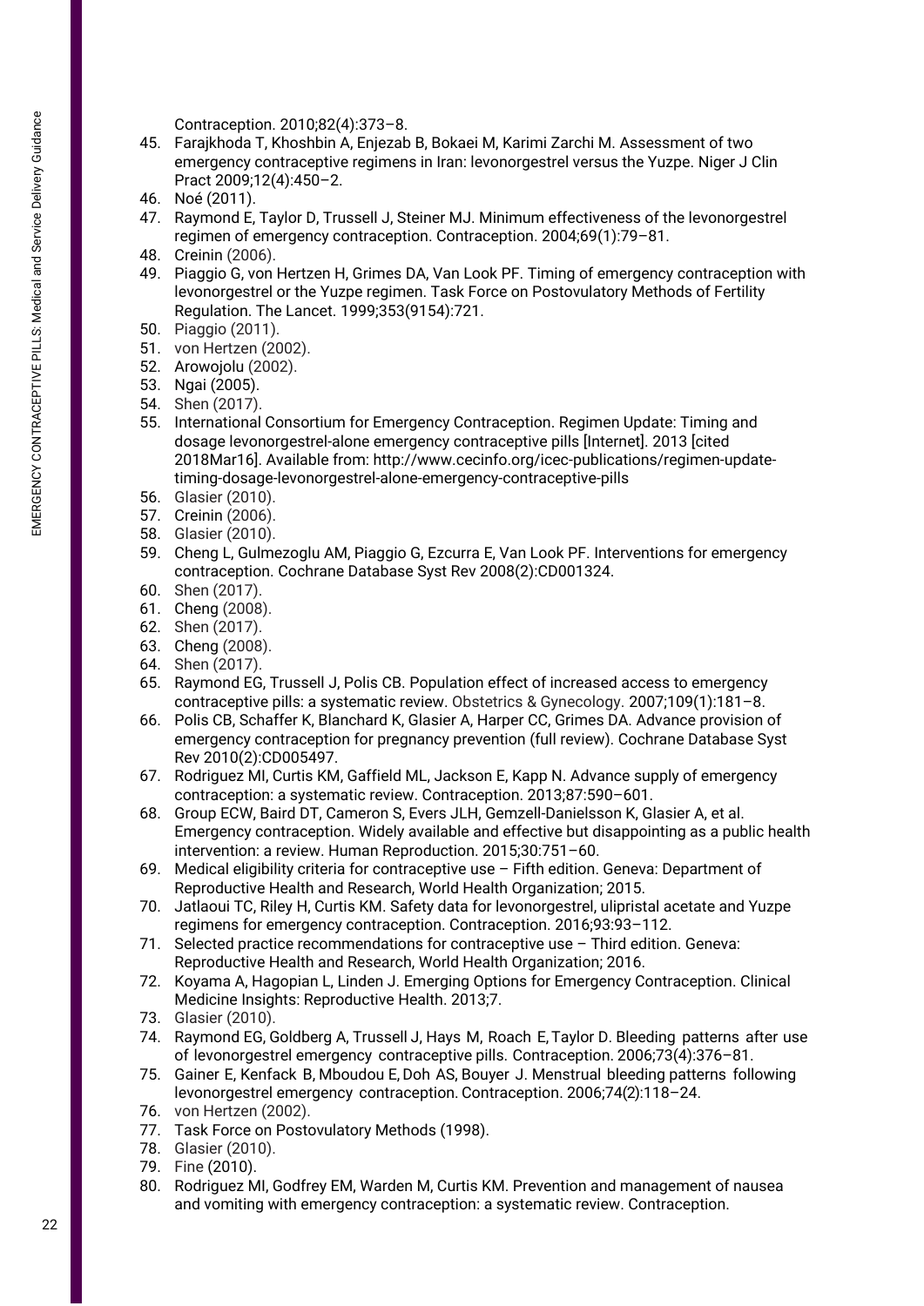Contraception. 2010;82(4):373–8.

45. Farajkhoda T, Khoshbin A, Enjezab B, Bokaei M, Karimi Zarchi M. Assessment of two emergency contraceptive regimens in Iran: levonorgestrel versus the Yuzpe. Niger J Clin Pract 2009;12(4):450–2.
46. Noé (2011).
47. Raymond E, Taylor D, Trussell J, Steiner MJ. Minimum effectiveness of the levonorgestrel regimen of emergency contraception. Contraception. 2004;69(1):79–81.
48. Creinin (2006).
49. Piaggio G, von Hertzen H, Grimes DA, Van Look PF. Timing of emergency contraception with levonorgestrel or the Yuzpe regimen. Task Force on Postovulatory Methods of Fertility Regulation. The Lancet. 1999;353(9154):721.
50. Piaggio (2011).
51. von Hertzen (2002).
52. Arowojolu (2002).
53. Ngai (2005).
54. Shen (2017).
55. International Consortium for Emergency Contraception. Regimen Update: Timing and dosage levonorgestrel-alone emergency contraceptive pills [Internet]. 2013 [cited 2018Mar16]. Available from: http://www.cecinfo.org/icec-publications/regimen-update-timing-dosage-levonorgestrel-alone-emergency-contraceptive-pills
56. Glasier (2010).
57. Creinin (2006).
58. Glasier (2010).
59. Cheng L, Gulmezoglu AM, Piaggio G, Ezcurra E, Van Look PF. Interventions for emergency contraception. Cochrane Database Syst Rev 2008(2):CD001324.
60. Shen (2017).
61. Cheng (2008).
62. Shen (2017).
63. Cheng (2008).
64. Shen (2017).
65. Raymond EG, Trussell J, Polis CB. Population effect of increased access to emergency contraceptive pills: a systematic review. Obstetrics & Gynecology. 2007;109(1):181–8.
66. Polis CB, Schaffer K, Blanchard K, Glasier A, Harper CC, Grimes DA. Advance provision of emergency contraception for pregnancy prevention (full review). Cochrane Database Syst Rev 2010(2):CD005497.
67. Rodriguez MI, Curtis KM, Gaffield ML, Jackson E, Kapp N. Advance supply of emergency contraception: a systematic review. Contraception. 2013;87:590–601.
68. Group ECW, Baird DT, Cameron S, Evers JLH, Gemzell-Danielsson K, Glasier A, et al. Emergency contraception. Widely available and effective but disappointing as a public health intervention: a review. Human Reproduction. 2015;30:751–60.
69. Medical eligibility criteria for contraceptive use – Fifth edition. Geneva: Department of Reproductive Health and Research, World Health Organization; 2015.
70. Jatlaoui TC, Riley H, Curtis KM. Safety data for levonorgestrel, ulipristal acetate and Yuzpe regimens for emergency contraception. Contraception. 2016;93:93–112.
71. Selected practice recommendations for contraceptive use – Third edition. Geneva: Reproductive Health and Research, World Health Organization; 2016.
72. Koyama A, Hagopian L, Linden J. Emerging Options for Emergency Contraception. Clinical Medicine Insights: Reproductive Health. 2013;7.
73. Glasier (2010).
74. Raymond EG, Goldberg A, Trussell J, Hays M, Roach E, Taylor D. Bleeding patterns after use of levonorgestrel emergency contraceptive pills. Contraception. 2006;73(4):376–81.
75. Gainer E, Kenfack B, Mboudou E, Doh AS, Bouyer J. Menstrual bleeding patterns following levonorgestrel emergency contraception. Contraception. 2006;74(2):118–24.
76. von Hertzen (2002).
77. Task Force on Postovulatory Methods (1998).
78. Glasier (2010).
79. Fine (2010).
80. Rodriguez MI, Godfrey EM, Warden M, Curtis KM. Prevention and management of nausea and vomiting with emergency contraception: a systematic review. Contraception.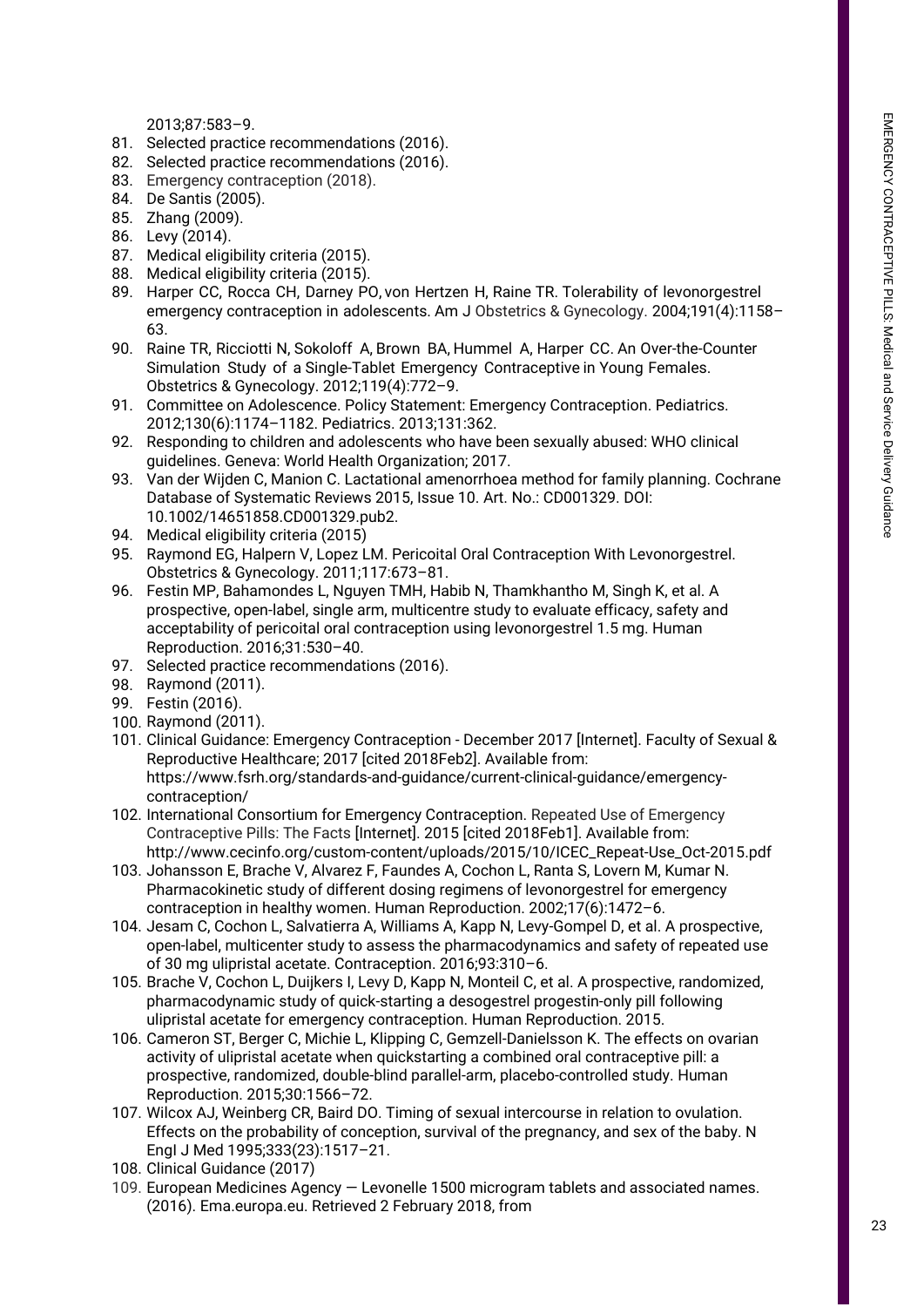2013;87:583–9.

81. Selected practice recommendations (2016).
82. Selected practice recommendations (2016).
83. Emergency contraception (2018).
84. De Santis (2005).
85. Zhang (2009).
86. Levy (2014).
87. Medical eligibility criteria (2015).
88. Medical eligibility criteria (2015).
89. Harper CC, Rocca CH, Darney PO, von Hertzen H, Raine TR. Tolerability of levonorgestrel emergency contraception in adolescents. Am J Obstetrics & Gynecology. 2004;191(4):1158–63.
90. Raine TR, Ricciotti N, Sokoloff A, Brown BA, Hummel A, Harper CC. An Over-the-Counter Simulation Study of a Single-Tablet Emergency Contraceptive in Young Females. Obstetrics & Gynecology. 2012;119(4):772–9.
91. Committee on Adolescence. Policy Statement: Emergency Contraception. Pediatrics. 2012;130(6):1174–1182. Pediatrics. 2013;131:362.
92. Responding to children and adolescents who have been sexually abused: WHO clinical guidelines. Geneva: World Health Organization; 2017.
93. Van der Wijden C, Manion C. Lactational amenorrhoea method for family planning. Cochrane Database of Systematic Reviews 2015, Issue 10. Art. No.: CD001329. DOI: 10.1002/14651858.CD001329.pub2.
94. Medical eligibility criteria (2015)
95. Raymond EG, Halpern V, Lopez LM. Pericoital Oral Contraception With Levonorgestrel. Obstetrics & Gynecology. 2011;117:673–81.
96. Festin MP, Bahamondes L, Nguyen TMH, Habib N, Thamkhantho M, Singh K, et al. A prospective, open-label, single arm, multicentre study to evaluate efficacy, safety and acceptability of pericoital oral contraception using levonorgestrel 1.5 mg. Human Reproduction. 2016;31:530–40.
97. Selected practice recommendations (2016).
98. Raymond (2011).
99. Festin (2016).
100. Raymond (2011).
101. Clinical Guidance: Emergency Contraception - December 2017 [Internet]. Faculty of Sexual & Reproductive Healthcare; 2017 [cited 2018Feb2]. Available from: https://www.fsrh.org/standards-and-guidance/current-clinical-guidance/emergency-contraception/
102. International Consortium for Emergency Contraception. Repeated Use of Emergency Contraceptive Pills: The Facts [Internet]. 2015 [cited 2018Feb1]. Available from: http://www.cecinfo.org/custom-content/uploads/2015/10/ICEC_Repeat-Use_Oct-2015.pdf
103. Johansson E, Brache V, Alvarez F, Faundes A, Cochon L, Ranta S, Lovern M, Kumar N. Pharmacokinetic study of different dosing regimens of levonorgestrel for emergency contraception in healthy women. Human Reproduction. 2002;17(6):1472–6.
104. Jesam C, Cochon L, Salvatierra A, Williams A, Kapp N, Levy-Gompel D, et al. A prospective, open-label, multicenter study to assess the pharmacodynamics and safety of repeated use of 30 mg ulipristal acetate. Contraception. 2016;93:310–6.
105. Brache V, Cochon L, Duijkers I, Levy D, Kapp N, Monteil C, et al. A prospective, randomized, pharmacodynamic study of quick-starting a desogestrel progestin-only pill following ulipristal acetate for emergency contraception. Human Reproduction. 2015.
106. Cameron ST, Berger C, Michie L, Klipping C, Gemzell-Danielsson K. The effects on ovarian activity of ulipristal acetate when quickstarting a combined oral contraceptive pill: a prospective, randomized, double-blind parallel-arm, placebo-controlled study. Human Reproduction. 2015;30:1566–72.
107. Wilcox AJ, Weinberg CR, Baird DO. Timing of sexual intercourse in relation to ovulation. Effects on the probability of conception, survival of the pregnancy, and sex of the baby. N Engl J Med 1995;333(23):1517–21.
108. Clinical Guidance (2017)
109. European Medicines Agency — Levonelle 1500 microgram tablets and associated names. (2016). Ema.europa.eu. Retrieved 2 February 2018, from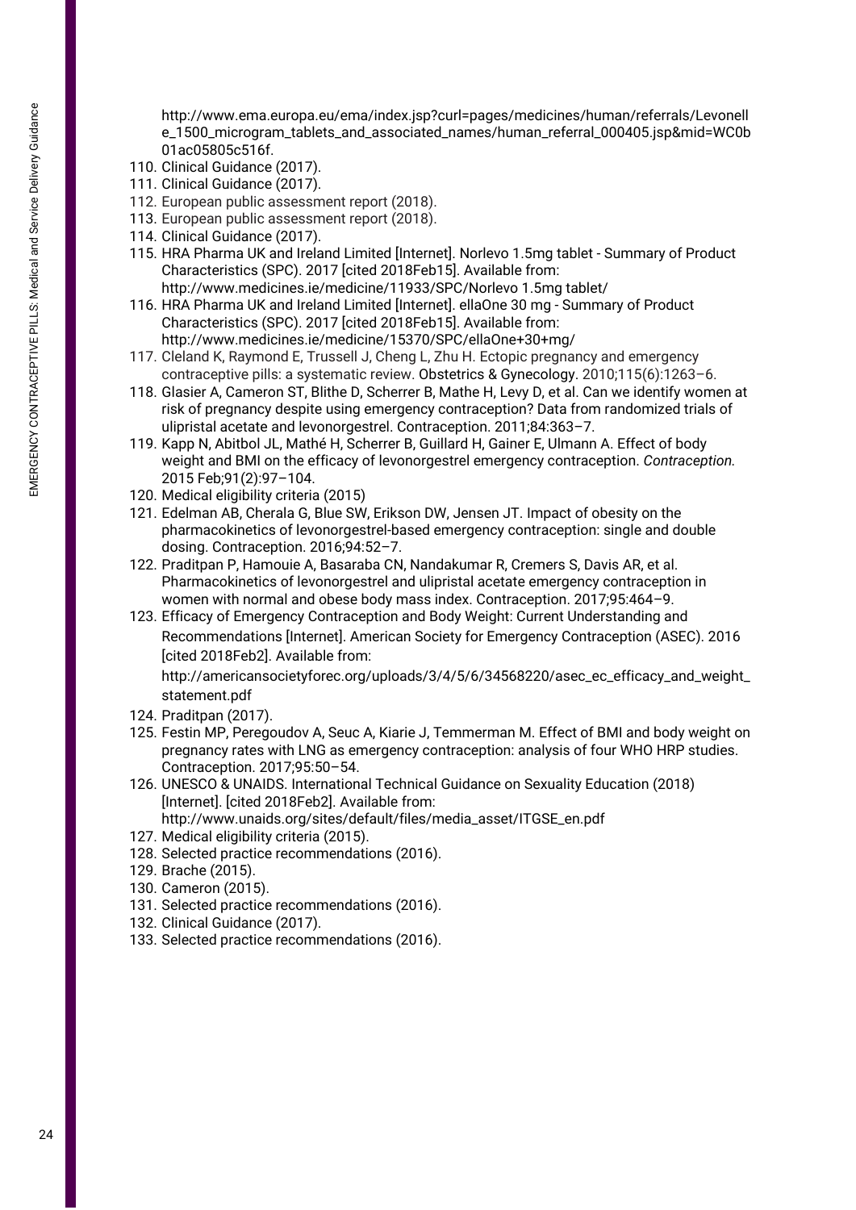http://www.ema.europa.eu/ema/index.jsp?curl=pages/medicines/human/referrals/Levonelle_1500_microgram_tablets_and_associated_names/human_referral_000405.jsp&mid=WC0b01ac05805c516f.

110. Clinical Guidance (2017).
111. Clinical Guidance (2017).
112. European public assessment report (2018).
113. European public assessment report (2018).
114. Clinical Guidance (2017).
115. HRA Pharma UK and Ireland Limited [Internet]. Norlevo 1.5mg tablet - Summary of Product Characteristics (SPC). 2017 [cited 2018Feb15]. Available from: http://www.medicines.ie/medicine/11933/SPC/Norlevo 1.5mg tablet/
116. HRA Pharma UK and Ireland Limited [Internet]. ellaOne 30 mg - Summary of Product Characteristics (SPC). 2017 [cited 2018Feb15]. Available from: http://www.medicines.ie/medicine/15370/SPC/ellaOne+30+mg/
117. Cleland K, Raymond E, Trussell J, Cheng L, Zhu H. Ectopic pregnancy and emergency contraceptive pills: a systematic review. Obstetrics & Gynecology. 2010;115(6):1263–6.
118. Glasier A, Cameron ST, Blithe D, Scherrer B, Mathe H, Levy D, et al. Can we identify women at risk of pregnancy despite using emergency contraception? Data from randomized trials of ulipristal acetate and levonorgestrel. Contraception. 2011;84:363–7.
119. Kapp N, Abitbol JL, Mathé H, Scherrer B, Guillard H, Gainer E, Ulmann A. Effect of body weight and BMI on the efficacy of levonorgestrel emergency contraception. *Contraception.* 2015 Feb;91(2):97–104.
120. Medical eligibility criteria (2015)
121. Edelman AB, Cherala G, Blue SW, Erikson DW, Jensen JT. Impact of obesity on the pharmacokinetics of levonorgestrel-based emergency contraception: single and double dosing. Contraception. 2016;94:52–7.
122. Praditpan P, Hamouie A, Basaraba CN, Nandakumar R, Cremers S, Davis AR, et al. Pharmacokinetics of levonorgestrel and ulipristal acetate emergency contraception in women with normal and obese body mass index. Contraception. 2017;95:464–9.
123. Efficacy of Emergency Contraception and Body Weight: Current Understanding and Recommendations [Internet]. American Society for Emergency Contraception (ASEC). 2016 [cited 2018Feb2]. Available from: http://americansocietyforec.org/uploads/3/4/5/6/34568220/asec_ec_efficacy_and_weight_statement.pdf
124. Praditpan (2017).
125. Festin MP, Peregoudov A, Seuc A, Kiarie J, Temmerman M. Effect of BMI and body weight on pregnancy rates with LNG as emergency contraception: analysis of four WHO HRP studies. Contraception. 2017;95:50–54.
126. UNESCO & UNAIDS. International Technical Guidance on Sexuality Education (2018) [Internet]. [cited 2018Feb2]. Available from: http://www.unaids.org/sites/default/files/media_asset/ITGSE_en.pdf
127. Medical eligibility criteria (2015).
128. Selected practice recommendations (2016).
129. Brache (2015).
130. Cameron (2015).
131. Selected practice recommendations (2016).
132. Clinical Guidance (2017).
133. Selected practice recommendations (2016).